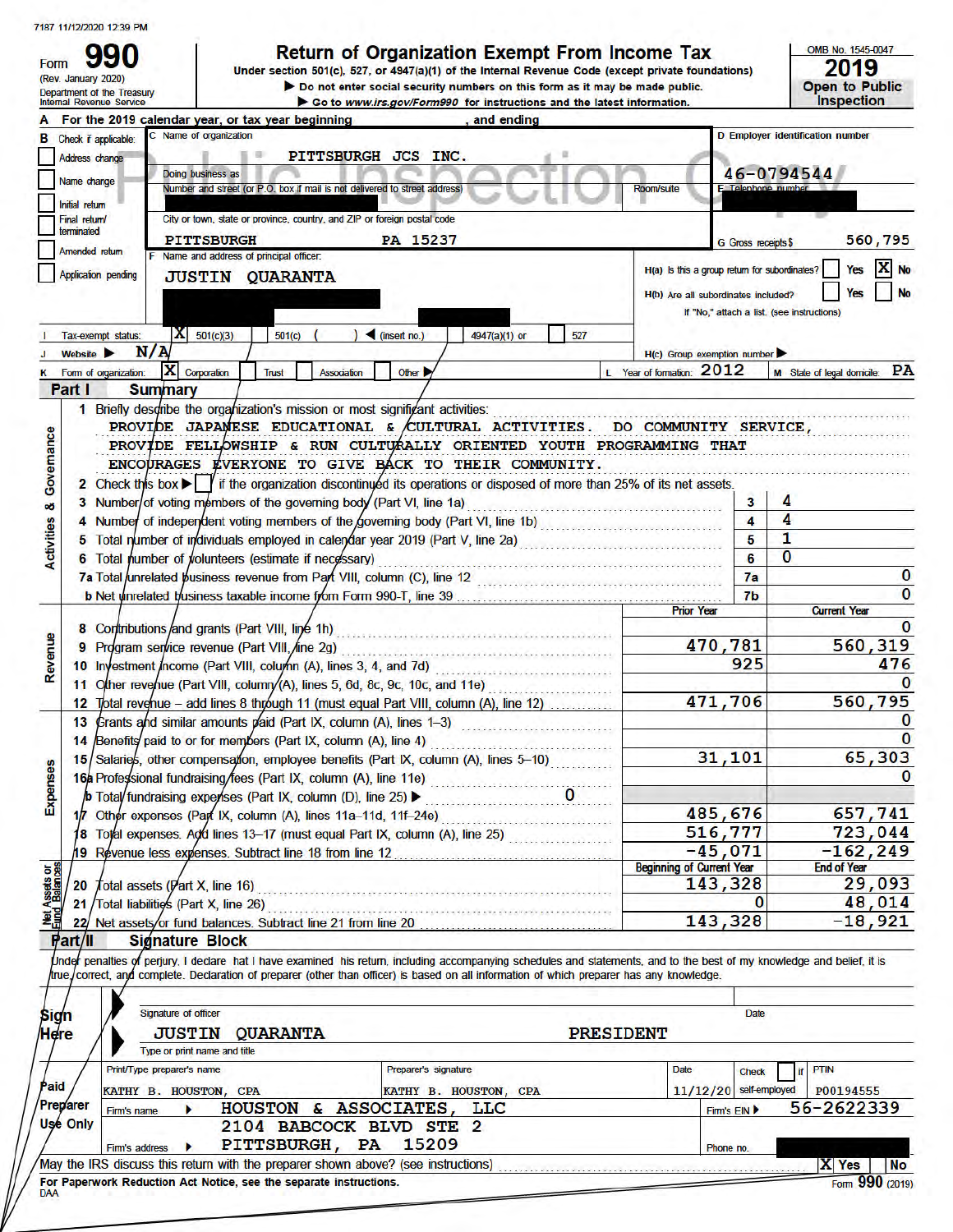7187 11/12/2020 12:39 PM

# Form 990

(Rev. January 2020)
Department of the Treasury
Internal Revenue Service

## Return of Organization Exempt From Income Tax

Under section 501(c), 527, or 4947(a)(1) of the Internal Revenue Code (except private foundations)

▶ Do not enter social security numbers on this form as it may be made public.

▶ Go to www.irs.gov/Form990 for instructions and the latest information.

OMB No. 1545-0047

**2019**

**Open to Public Inspection**

Public Inspection Copy

**A** For the 2019 calendar year, or tax year beginning , and ending

**B** Check if applicable:
- [ ] Address change
- [ ] Name change
- [ ] Initial return
- [ ] Final return/terminated
- [ ] Amended return
- [ ] Application pending

**C** Name of organization: PITTSBURGH JCS INC.

Doing business as

Number and street (or P.O. box if mail is not delivered to street address) | Room/suite

City or town, state or province, country, and ZIP or foreign postal code: PITTSBURGH PA 15237

**D** Employer identification number: 46-0794544

**E** Telephone number

**G** Gross receipts $ 560,795

**F** Name and address of principal officer: JUSTIN QUARANTA

**H(a)** Is this a group return for subordinates? [ ] Yes [X] No

**H(b)** Are all subordinates included? [ ] Yes [ ] No

If "No," attach a list. (see instructions)

**I** Tax-exempt status: [X] 501(c)(3) [ ] 501(c) ( ) ◀ (insert no.) [ ] 4947(a)(1) or [ ] 527

**J** Website ▶ N/A

**H(c)** Group exemption number ▶

**K** Form of organization: [X] Corporation [ ] Trust [ ] Association [ ] Other ▶

**L** Year of formation: 2012

**M** State of legal domicile: PA

## Part I Summary

**Activities & Governance**

1 Briefly describe the organization's mission or most significant activities:
PROVIDE JAPANESE EDUCATIONAL & CULTURAL ACTIVITIES. DO COMMUNITY SERVICE, PROVIDE FELLOWSHIP & RUN CULTURALLY ORIENTED YOUTH PROGRAMMING THAT ENCOURAGES EVERYONE TO GIVE BACK TO THEIR COMMUNITY.

2 Check this box ▶ [ ] if the organization discontinued its operations or disposed of more than 25% of its net assets.

| | | |
|---|---|---|
| 3 Number of voting members of the governing body (Part VI, line 1a) | 3 | 4 |
| 4 Number of independent voting members of the governing body (Part VI, line 1b) | 4 | 4 |
| 5 Total number of individuals employed in calendar year 2019 (Part V, line 2a) | 5 | 1 |
| 6 Total number of volunteers (estimate if necessary) | 6 | 0 |
| 7a Total unrelated business revenue from Part VIII, column (C), line 12 | 7a | 0 |
| b Net unrelated business taxable income from Form 990-T, line 39 | 7b | 0 |

| | Prior Year | Current Year |
|---|---|---|
| **Revenue** | | |
| 8 Contributions and grants (Part VIII, line 1h) | | 0 |
| 9 Program service revenue (Part VIII, line 2g) | 470,781 | 560,319 |
| 10 Investment income (Part VIII, column (A), lines 3, 4, and 7d) | 925 | 476 |
| 11 Other revenue (Part VIII, column (A), lines 5, 6d, 8c, 9c, 10c, and 11e) | | 0 |
| 12 Total revenue – add lines 8 through 11 (must equal Part VIII, column (A), line 12) | 471,706 | 560,795 |
| **Expenses** | | |
| 13 Grants and similar amounts paid (Part IX, column (A), lines 1–3) | | 0 |
| 14 Benefits paid to or for members (Part IX, column (A), line 4) | | 0 |
| 15 Salaries, other compensation, employee benefits (Part IX, column (A), lines 5–10) | 31,101 | 65,303 |
| 16a Professional fundraising fees (Part IX, column (A), line 11e) | | 0 |
| b Total fundraising expenses (Part IX, column (D), line 25) ▶ 0 | | |
| 17 Other expenses (Part IX, column (A), lines 11a–11d, 11f–24e) | 485,676 | 657,741 |
| 18 Total expenses. Add lines 13–17 (must equal Part IX, column (A), line 25) | 516,777 | 723,044 |
| 19 Revenue less expenses. Subtract line 18 from line 12 | -45,071 | -162,249 |

| **Net Assets or Fund Balances** | Beginning of Current Year | End of Year |
|---|---|---|
| 20 Total assets (Part X, line 16) | 143,328 | 29,093 |
| 21 Total liabilities (Part X, line 26) | 0 | 48,014 |
| 22 Net assets or fund balances. Subtract line 21 from line 20 | 143,328 | -18,921 |

## Part II Signature Block

Under penalties of perjury, I declare that I have examined this return, including accompanying schedules and statements, and to the best of my knowledge and belief, it is true, correct, and complete. Declaration of preparer (other than officer) is based on all information of which preparer has any knowledge.

**Sign Here**

Signature of officer | Date

JUSTIN QUARANTA PRESIDENT
Type or print name and title

**Paid Preparer Use Only**

| Print/Type preparer's name | Preparer's signature | Date | Check [ ] if self-employed | PTIN |
|---|---|---|---|---|
| KATHY B. HOUSTON, CPA | KATHY B. HOUSTON, CPA | 11/12/20 | | P00194555 |

Firm's name ▶ HOUSTON & ASSOCIATES, LLC — Firm's EIN ▶ 56-2622339

Firm's address ▶ 2104 BABCOCK BLVD STE 2, PITTSBURGH, PA 15209 — Phone no.

May the IRS discuss this return with the preparer shown above? (see instructions) [X] Yes [ ] No

For Paperwork Reduction Act Notice, see the separate instructions.

DAA

Form 990 (2019)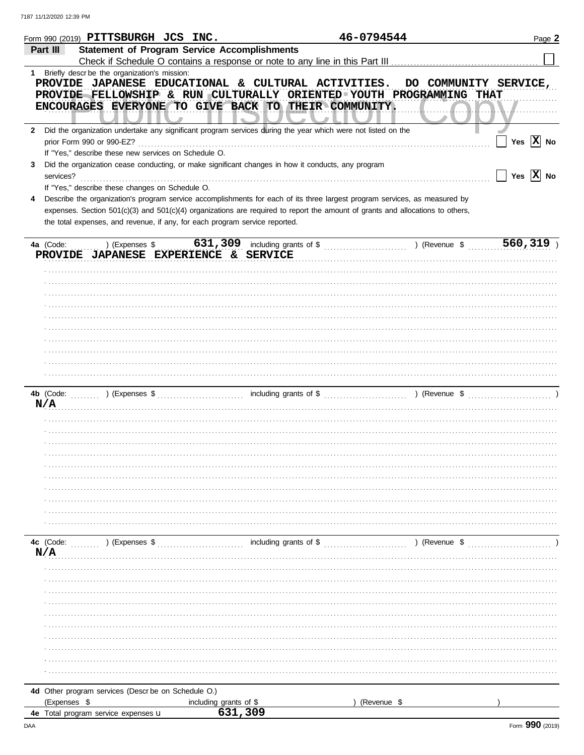Form 990 (2019) PITTSBURGH JCS INC. 46-0794544 Page 2

**Part III** **Statement of Program Service Accomplishments**

Check if Schedule O contains a response or note to any line in this Part III ☐

**1** Briefly describe the organization's mission:

PROVIDE JAPANESE EDUCATIONAL & CULTURAL ACTIVITIES. DO COMMUNITY SERVICE, PROVIDE FELLOWSHIP & RUN CULTURALLY ORIENTED YOUTH PROGRAMMING THAT ENCOURAGES EVERYONE TO GIVE BACK TO THEIR COMMUNITY.

**2** Did the organization undertake any significant program services during the year which were not listed on the prior Form 990 or 990-EZ? ☐ Yes ☒ No

If "Yes," describe these new services on Schedule O.

**3** Did the organization cease conducting, or make significant changes in how it conducts, any program services? ☐ Yes ☒ No

If "Yes," describe these changes on Schedule O.

**4** Describe the organization's program service accomplishments for each of its three largest program services, as measured by expenses. Section 501(c)(3) and 501(c)(4) organizations are required to report the amount of grants and allocations to others, the total expenses, and revenue, if any, for each program service reported.

**4a** (Code: ) (Expenses $ 631,309 including grants of $ ) (Revenue $ 560,319 )

PROVIDE JAPANESE EXPERIENCE & SERVICE

**4b** (Code: ) (Expenses $ including grants of $ ) (Revenue $ )

N/A

**4c** (Code: ) (Expenses $ including grants of $ ) (Revenue $ )

N/A

**4d** Other program services (Describe on Schedule O.)

(Expenses $ including grants of $ ) (Revenue $ )

**4e** Total program service expenses ▶ 631,309

Form 990 (2019)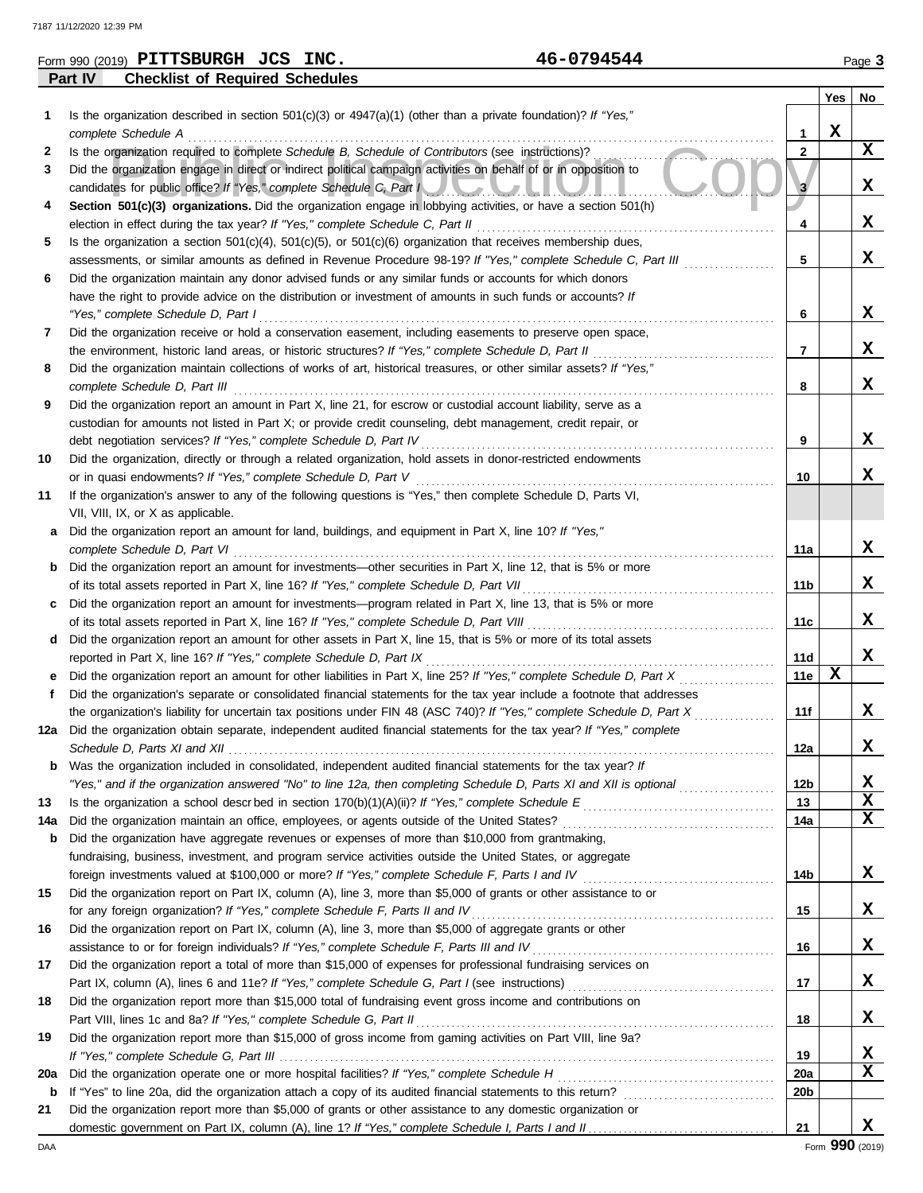7187 11/12/2020 12:39 PM

Form 990 (2019) **PITTSBURGH JCS INC.** **46-0794544** Page **3**

## Part IV Checklist of Required Schedules

| | | | Yes | No |
|---|---|---|---|---|
| **1** | Is the organization described in section 501(c)(3) or 4947(a)(1) (other than a private foundation)? *If "Yes," complete Schedule A* | **1** | X | |
| **2** | Is the organization required to complete *Schedule B, Schedule of Contributors* (see instructions)? | **2** | | X |
| **3** | Did the organization engage in direct or indirect political campaign activities on behalf of or in opposition to candidates for public office? *If "Yes," complete Schedule C, Part I* | **3** | | X |
| **4** | **Section 501(c)(3) organizations.** Did the organization engage in lobbying activities, or have a section 501(h) election in effect during the tax year? *If "Yes," complete Schedule C, Part II* | **4** | | X |
| **5** | Is the organization a section 501(c)(4), 501(c)(5), or 501(c)(6) organization that receives membership dues, assessments, or similar amounts as defined in Revenue Procedure 98-19? *If "Yes," complete Schedule C, Part III* | **5** | | X |
| **6** | Did the organization maintain any donor advised funds or any similar funds or accounts for which donors have the right to provide advice on the distribution or investment of amounts in such funds or accounts? *If "Yes," complete Schedule D, Part I* | **6** | | X |
| **7** | Did the organization receive or hold a conservation easement, including easements to preserve open space, the environment, historic land areas, or historic structures? *If "Yes," complete Schedule D, Part II* | **7** | | X |
| **8** | Did the organization maintain collections of works of art, historical treasures, or other similar assets? *If "Yes," complete Schedule D, Part III* | **8** | | X |
| **9** | Did the organization report an amount in Part X, line 21, for escrow or custodial account liability, serve as a custodian for amounts not listed in Part X; or provide credit counseling, debt management, credit repair, or debt negotiation services? *If "Yes," complete Schedule D, Part IV* | **9** | | X |
| **10** | Did the organization, directly or through a related organization, hold assets in donor-restricted endowments or in quasi endowments? *If "Yes," complete Schedule D, Part V* | **10** | | X |
| **11** | If the organization's answer to any of the following questions is "Yes," then complete Schedule D, Parts VI, VII, VIII, IX, or X as applicable. | | | |
| **a** | Did the organization report an amount for land, buildings, and equipment in Part X, line 10? *If "Yes," complete Schedule D, Part VI* | **11a** | | X |
| **b** | Did the organization report an amount for investments—other securities in Part X, line 12, that is 5% or more of its total assets reported in Part X, line 16? *If "Yes," complete Schedule D, Part VII* | **11b** | | X |
| **c** | Did the organization report an amount for investments—program related in Part X, line 13, that is 5% or more of its total assets reported in Part X, line 16? *If "Yes," complete Schedule D, Part VIII* | **11c** | | X |
| **d** | Did the organization report an amount for other assets in Part X, line 15, that is 5% or more of its total assets reported in Part X, line 16? *If "Yes," complete Schedule D, Part IX* | **11d** | | X |
| **e** | Did the organization report an amount for other liabilities in Part X, line 25? *If "Yes," complete Schedule D, Part X* | **11e** | X | |
| **f** | Did the organization's separate or consolidated financial statements for the tax year include a footnote that addresses the organization's liability for uncertain tax positions under FIN 48 (ASC 740)? *If "Yes," complete Schedule D, Part X* | **11f** | | X |
| **12a** | Did the organization obtain separate, independent audited financial statements for the tax year? *If "Yes," complete Schedule D, Parts XI and XII* | **12a** | | X |
| **b** | Was the organization included in consolidated, independent audited financial statements for the tax year? *If "Yes," and if the organization answered "No" to line 12a, then completing Schedule D, Parts XI and XII is optional* | **12b** | | X |
| **13** | Is the organization a school described in section 170(b)(1)(A)(ii)? *If "Yes," complete Schedule E* | **13** | | X |
| **14a** | Did the organization maintain an office, employees, or agents outside of the United States? | **14a** | | X |
| **b** | Did the organization have aggregate revenues or expenses of more than $10,000 from grantmaking, fundraising, business, investment, and program service activities outside the United States, or aggregate foreign investments valued at $100,000 or more? *If "Yes," complete Schedule F, Parts I and IV* | **14b** | | X |
| **15** | Did the organization report on Part IX, column (A), line 3, more than $5,000 of grants or other assistance to or for any foreign organization? *If "Yes," complete Schedule F, Parts II and IV* | **15** | | X |
| **16** | Did the organization report on Part IX, column (A), line 3, more than $5,000 of aggregate grants or other assistance to or for foreign individuals? *If "Yes," complete Schedule F, Parts III and IV* | **16** | | X |
| **17** | Did the organization report a total of more than $15,000 of expenses for professional fundraising services on Part IX, column (A), lines 6 and 11e? *If "Yes," complete Schedule G, Part I* (see instructions) | **17** | | X |
| **18** | Did the organization report more than $15,000 total of fundraising event gross income and contributions on Part VIII, lines 1c and 8a? *If "Yes," complete Schedule G, Part II* | **18** | | X |
| **19** | Did the organization report more than $15,000 of gross income from gaming activities on Part VIII, line 9a? *If "Yes," complete Schedule G, Part III* | **19** | | X |
| **20a** | Did the organization operate one or more hospital facilities? *If "Yes," complete Schedule H* | **20a** | | X |
| **b** | If "Yes" to line 20a, did the organization attach a copy of its audited financial statements to this return? | **20b** | | |
| **21** | Did the organization report more than $5,000 of grants or other assistance to any domestic organization or domestic government on Part IX, column (A), line 1? *If "Yes," complete Schedule I, Parts I and II* | **21** | | X |

DAA Form **990** (2019)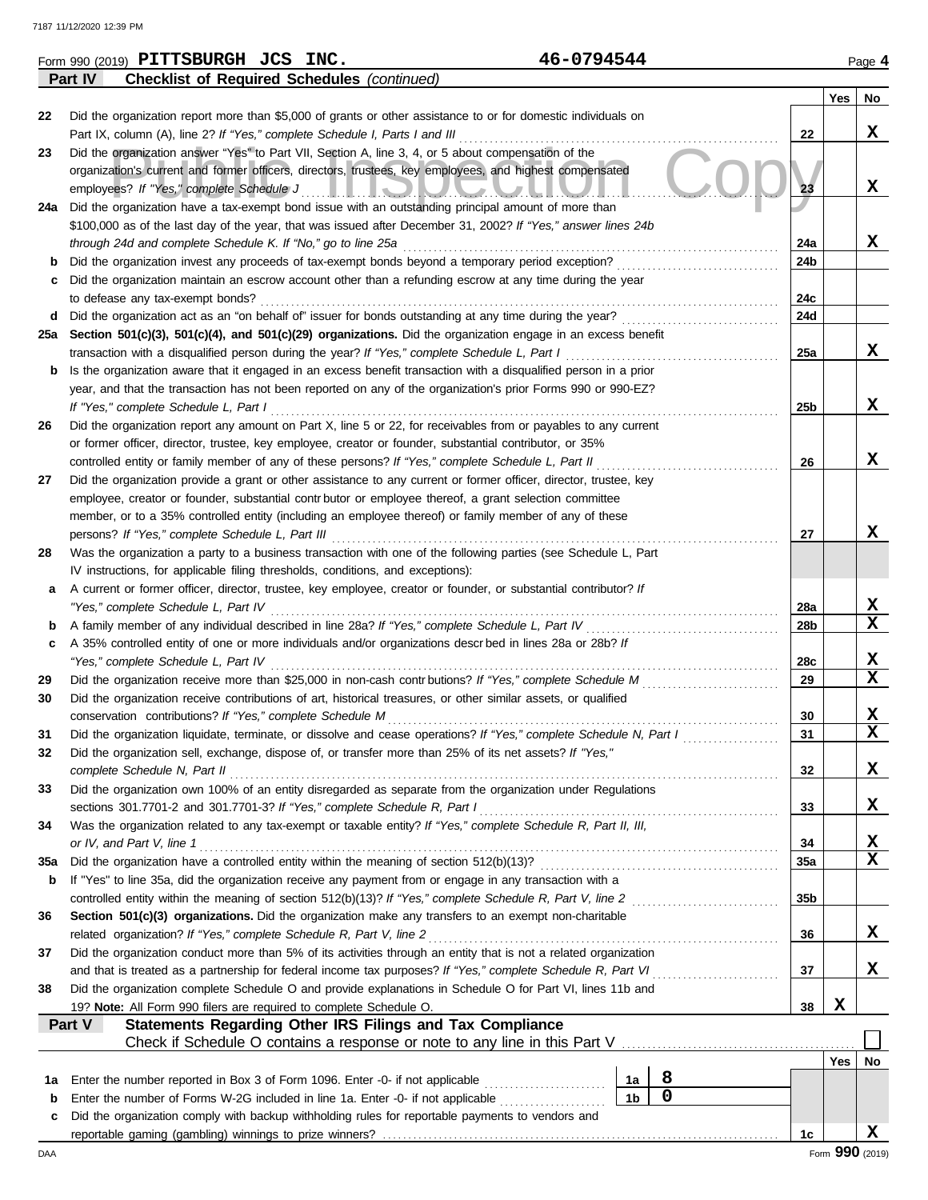Form 990 (2019) **PITTSBURGH JCS INC.** **46-0794544** Page **4**

## Part IV — Checklist of Required Schedules *(continued)*

| | | | Yes | No |
|---|---|---|---|---|
| 22 | Did the organization report more than $5,000 of grants or other assistance to or for domestic individuals on Part IX, column (A), line 2? *If "Yes," complete Schedule I, Parts I and III* | 22 | | X |
| 23 | Did the organization answer "Yes" to Part VII, Section A, line 3, 4, or 5 about compensation of the organization's current and former officers, directors, trustees, key employees, and highest compensated employees? *If "Yes," complete Schedule J* | 23 | | X |
| 24a | Did the organization have a tax-exempt bond issue with an outstanding principal amount of more than $100,000 as of the last day of the year, that was issued after December 31, 2002? *If "Yes," answer lines 24b through 24d and complete Schedule K. If "No," go to line 25a* | 24a | | X |
| b | Did the organization invest any proceeds of tax-exempt bonds beyond a temporary period exception? | 24b | | |
| c | Did the organization maintain an escrow account other than a refunding escrow at any time during the year to defease any tax-exempt bonds? | 24c | | |
| d | Did the organization act as an "on behalf of" issuer for bonds outstanding at any time during the year? | 24d | | |
| 25a | **Section 501(c)(3), 501(c)(4), and 501(c)(29) organizations.** Did the organization engage in an excess benefit transaction with a disqualified person during the year? *If "Yes," complete Schedule L, Part I* | 25a | | X |
| b | Is the organization aware that it engaged in an excess benefit transaction with a disqualified person in a prior year, and that the transaction has not been reported on any of the organization's prior Forms 990 or 990-EZ? *If "Yes," complete Schedule L, Part I* | 25b | | X |
| 26 | Did the organization report any amount on Part X, line 5 or 22, for receivables from or payables to any current or former officer, director, trustee, key employee, creator or founder, substantial contributor, or 35% controlled entity or family member of any of these persons? *If "Yes," complete Schedule L, Part II* | 26 | | X |
| 27 | Did the organization provide a grant or other assistance to any current or former officer, director, trustee, key employee, creator or founder, substantial contributor or employee thereof, a grant selection committee member, or to a 35% controlled entity (including an employee thereof) or family member of any of these persons? *If "Yes," complete Schedule L, Part III* | 27 | | X |
| 28 | Was the organization a party to a business transaction with one of the following parties (see Schedule L, Part IV instructions, for applicable filing thresholds, conditions, and exceptions): | | | |
| a | A current or former officer, director, trustee, key employee, creator or founder, or substantial contributor? *If "Yes," complete Schedule L, Part IV* | 28a | | X |
| b | A family member of any individual described in line 28a? *If "Yes," complete Schedule L, Part IV* | 28b | | X |
| c | A 35% controlled entity of one or more individuals and/or organizations described in lines 28a or 28b? *If "Yes," complete Schedule L, Part IV* | 28c | | X |
| 29 | Did the organization receive more than $25,000 in non-cash contributions? *If "Yes," complete Schedule M* | 29 | | X |
| 30 | Did the organization receive contributions of art, historical treasures, or other similar assets, or qualified conservation contributions? *If "Yes," complete Schedule M* | 30 | | X |
| 31 | Did the organization liquidate, terminate, or dissolve and cease operations? *If "Yes," complete Schedule N, Part I* | 31 | | X |
| 32 | Did the organization sell, exchange, dispose of, or transfer more than 25% of its net assets? *If "Yes," complete Schedule N, Part II* | 32 | | X |
| 33 | Did the organization own 100% of an entity disregarded as separate from the organization under Regulations sections 301.7701-2 and 301.7701-3? *If "Yes," complete Schedule R, Part I* | 33 | | X |
| 34 | Was the organization related to any tax-exempt or taxable entity? *If "Yes," complete Schedule R, Part II, III, or IV, and Part V, line 1* | 34 | | X |
| 35a | Did the organization have a controlled entity within the meaning of section 512(b)(13)? | 35a | | X |
| b | If "Yes" to line 35a, did the organization receive any payment from or engage in any transaction with a controlled entity within the meaning of section 512(b)(13)? *If "Yes," complete Schedule R, Part V, line 2* | 35b | | |
| 36 | **Section 501(c)(3) organizations.** Did the organization make any transfers to an exempt non-charitable related organization? *If "Yes," complete Schedule R, Part V, line 2* | 36 | | X |
| 37 | Did the organization conduct more than 5% of its activities through an entity that is not a related organization and that is treated as a partnership for federal income tax purposes? *If "Yes," complete Schedule R, Part VI* | 37 | | X |
| 38 | Did the organization complete Schedule O and provide explanations in Schedule O for Part VI, lines 11b and 19? **Note:** All Form 990 filers are required to complete Schedule O. | 38 | X | |

## Part V — Statements Regarding Other IRS Filings and Tax Compliance

Check if Schedule O contains a response or note to any line in this Part V ☐

| | | | | | Yes | No |
|---|---|---|---|---|---|---|
| 1a | Enter the number reported in Box 3 of Form 1096. Enter -0- if not applicable | 1a | 8 | | | |
| b | Enter the number of Forms W-2G included in line 1a. Enter -0- if not applicable | 1b | 0 | | | |
| c | Did the organization comply with backup withholding rules for reportable payments to vendors and reportable gaming (gambling) winnings to prize winners? | | | 1c | | X |

Form **990** (2019)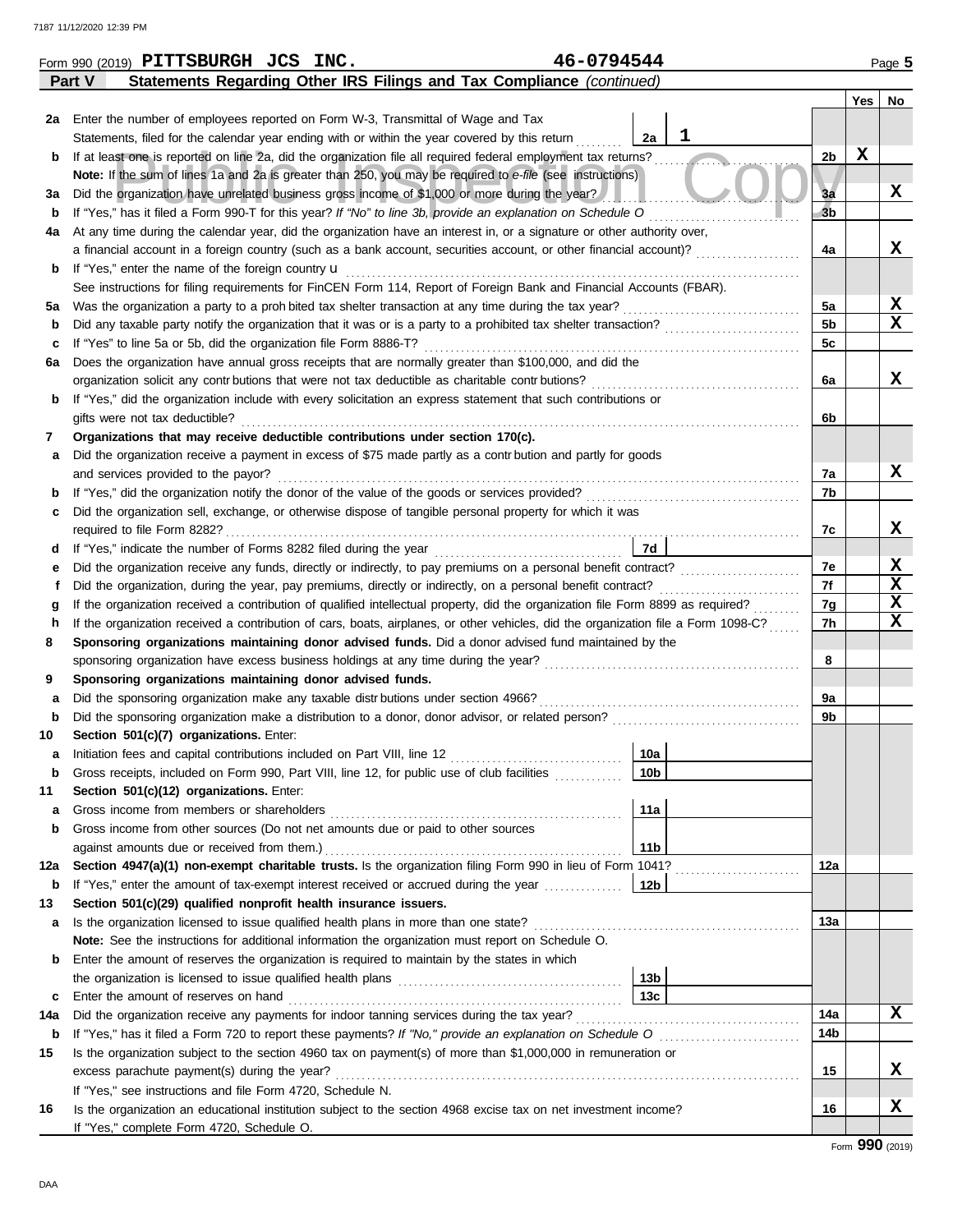Form 990 (2019) **PITTSBURGH JCS INC.** 46-0794544 Page **5**

**Part V Statements Regarding Other IRS Filings and Tax Compliance** *(continued)*

| | | | | Line | Yes | No |
|---|---|---|---|---|---|---|
| **2a** | Enter the number of employees reported on Form W-3, Transmittal of Wage and Tax Statements, filed for the calendar year ending with or within the year covered by this return | 2a | 1 | | | |
| **b** | If at least one is reported on line 2a, did the organization file all required federal employment tax returns? | | | 2b | X | |
| | **Note:** If the sum of lines 1a and 2a is greater than 250, you may be required to *e-file* (see instructions) | | | | | |
| **3a** | Did the organization have unrelated business gross income of $1,000 or more during the year? | | | 3a | | X |
| **b** | If "Yes," has it filed a Form 990-T for this year? *If "No" to line 3b, provide an explanation on Schedule O* | | | 3b | | |
| **4a** | At any time during the calendar year, did the organization have an interest in, or a signature or other authority over, a financial account in a foreign country (such as a bank account, securities account, or other financial account)? | | | 4a | | X |
| **b** | If "Yes," enter the name of the foreign country u | | | | | |
| | See instructions for filing requirements for FinCEN Form 114, Report of Foreign Bank and Financial Accounts (FBAR). | | | | | |
| **5a** | Was the organization a party to a prohibited tax shelter transaction at any time during the tax year? | | | 5a | | X |
| **b** | Did any taxable party notify the organization that it was or is a party to a prohibited tax shelter transaction? | | | 5b | | X |
| **c** | If "Yes" to line 5a or 5b, did the organization file Form 8886-T? | | | 5c | | |
| **6a** | Does the organization have annual gross receipts that are normally greater than $100,000, and did the organization solicit any contributions that were not tax deductible as charitable contributions? | | | 6a | | X |
| **b** | If "Yes," did the organization include with every solicitation an express statement that such contributions or gifts were not tax deductible? | | | 6b | | |
| **7** | **Organizations that may receive deductible contributions under section 170(c).** | | | | | |
| **a** | Did the organization receive a payment in excess of $75 made partly as a contribution and partly for goods and services provided to the payor? | | | 7a | | X |
| **b** | If "Yes," did the organization notify the donor of the value of the goods or services provided? | | | 7b | | |
| **c** | Did the organization sell, exchange, or otherwise dispose of tangible personal property for which it was required to file Form 8282? | | | 7c | | X |
| **d** | If "Yes," indicate the number of Forms 8282 filed during the year | 7d | | | | |
| **e** | Did the organization receive any funds, directly or indirectly, to pay premiums on a personal benefit contract? | | | 7e | | X |
| **f** | Did the organization, during the year, pay premiums, directly or indirectly, on a personal benefit contract? | | | 7f | | X |
| **g** | If the organization received a contribution of qualified intellectual property, did the organization file Form 8899 as required? | | | 7g | | X |
| **h** | If the organization received a contribution of cars, boats, airplanes, or other vehicles, did the organization file a Form 1098-C? | | | 7h | | X |
| **8** | **Sponsoring organizations maintaining donor advised funds.** Did a donor advised fund maintained by the sponsoring organization have excess business holdings at any time during the year? | | | 8 | | |
| **9** | **Sponsoring organizations maintaining donor advised funds.** | | | | | |
| **a** | Did the sponsoring organization make any taxable distributions under section 4966? | | | 9a | | |
| **b** | Did the sponsoring organization make a distribution to a donor, donor advisor, or related person? | | | 9b | | |
| **10** | **Section 501(c)(7) organizations.** Enter: | | | | | |
| **a** | Initiation fees and capital contributions included on Part VIII, line 12 | 10a | | | | |
| **b** | Gross receipts, included on Form 990, Part VIII, line 12, for public use of club facilities | 10b | | | | |
| **11** | **Section 501(c)(12) organizations.** Enter: | | | | | |
| **a** | Gross income from members or shareholders | 11a | | | | |
| **b** | Gross income from other sources (Do not net amounts due or paid to other sources against amounts due or received from them.) | 11b | | | | |
| **12a** | **Section 4947(a)(1) non-exempt charitable trusts.** Is the organization filing Form 990 in lieu of Form 1041? | | | 12a | | |
| **b** | If "Yes," enter the amount of tax-exempt interest received or accrued during the year | 12b | | | | |
| **13** | **Section 501(c)(29) qualified nonprofit health insurance issuers.** | | | | | |
| **a** | Is the organization licensed to issue qualified health plans in more than one state? | | | 13a | | |
| | **Note:** See the instructions for additional information the organization must report on Schedule O. | | | | | |
| **b** | Enter the amount of reserves the organization is required to maintain by the states in which the organization is licensed to issue qualified health plans | 13b | | | | |
| **c** | Enter the amount of reserves on hand | 13c | | | | |
| **14a** | Did the organization receive any payments for indoor tanning services during the tax year? | | | 14a | | X |
| **b** | If "Yes," has it filed a Form 720 to report these payments? *If "No," provide an explanation on Schedule O* | | | 14b | | |
| **15** | Is the organization subject to the section 4960 tax on payment(s) of more than $1,000,000 in remuneration or excess parachute payment(s) during the year? | | | 15 | | X |
| | If "Yes," see instructions and file Form 4720, Schedule N. | | | | | |
| **16** | Is the organization an educational institution subject to the section 4968 excise tax on net investment income? | | | 16 | | X |
| | If "Yes," complete Form 4720, Schedule O. | | | | | |

Form **990** (2019)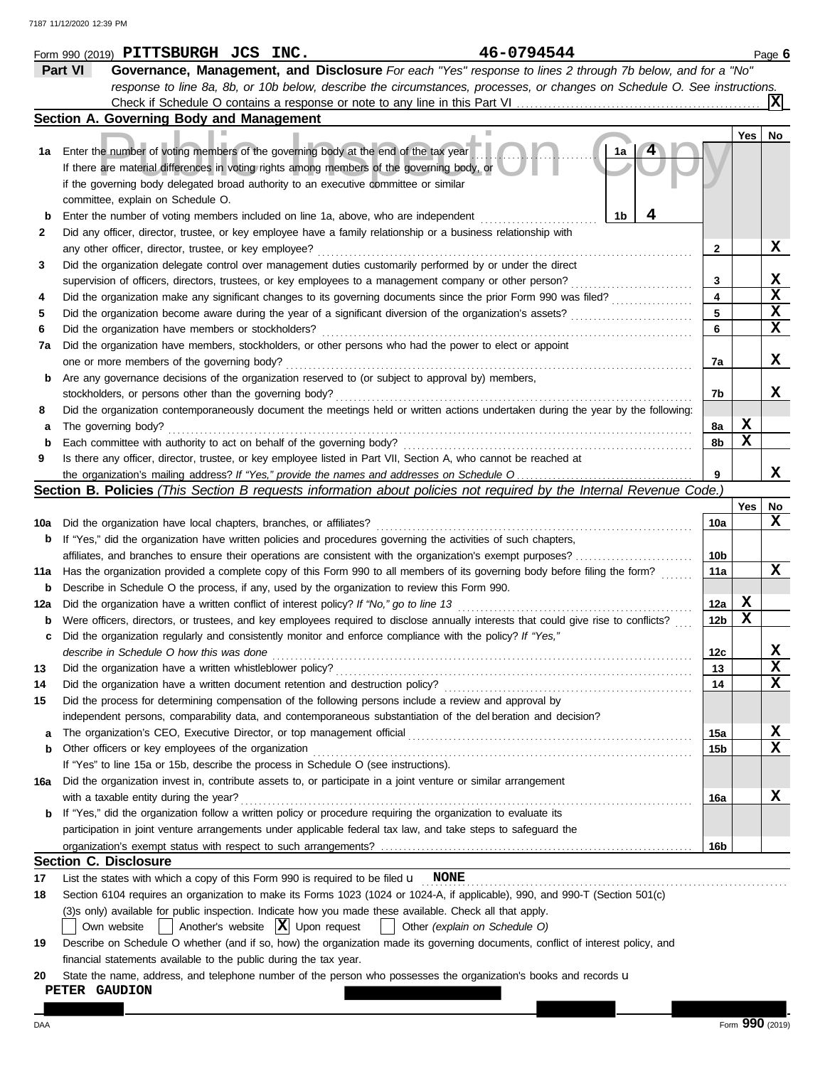Form 990 (2019) **PITTSBURGH JCS INC.** **46-0794544** Page **6**

## Part VI Governance, Management, and Disclosure

*For each "Yes" response to lines 2 through 7b below, and for a "No" response to line 8a, 8b, or 10b below, describe the circumstances, processes, or changes on Schedule O. See instructions.*

Check if Schedule O contains a response or note to any line in this Part VI . . . . . . . . . . . . . . . . . . . . . . . . . . . . . . . . . . . . [X]

### Section A. Governing Body and Management

| | | | | Yes | No |
|---|---|---|---|---|---|
| **1a** | Enter the number of voting members of the governing body at the end of the tax year . . . . **1a** **4**<br>If there are material differences in voting rights among members of the governing body, or if the governing body delegated broad authority to an executive committee or similar committee, explain on Schedule O. | | | | |
| **b** | Enter the number of voting members included on line 1a, above, who are independent . . . . **1b** **4** | | | | |
| **2** | Did any officer, director, trustee, or key employee have a family relationship or a business relationship with any other officer, director, trustee, or key employee? | | **2** | | **X** |
| **3** | Did the organization delegate control over management duties customarily performed by or under the direct supervision of officers, directors, trustees, or key employees to a management company or other person? | | **3** | | **X** |
| **4** | Did the organization make any significant changes to its governing documents since the prior Form 990 was filed? | | **4** | | **X** |
| **5** | Did the organization become aware during the year of a significant diversion of the organization's assets? | | **5** | | **X** |
| **6** | Did the organization have members or stockholders? | | **6** | | **X** |
| **7a** | Did the organization have members, stockholders, or other persons who had the power to elect or appoint one or more members of the governing body? | | **7a** | | **X** |
| **b** | Are any governance decisions of the organization reserved to (or subject to approval by) members, stockholders, or persons other than the governing body? | | **7b** | | **X** |
| **8** | Did the organization contemporaneously document the meetings held or written actions undertaken during the year by the following: | | | | |
| **a** | The governing body? | | **8a** | **X** | |
| **b** | Each committee with authority to act on behalf of the governing body? | | **8b** | **X** | |
| **9** | Is there any officer, director, trustee, or key employee listed in Part VII, Section A, who cannot be reached at the organization's mailing address? *If "Yes," provide the names and addresses on Schedule O* | | **9** | | **X** |

### Section B. Policies *(This Section B requests information about policies not required by the Internal Revenue Code.)*

| | | | Yes | No |
|---|---|---|---|---|
| **10a** | Did the organization have local chapters, branches, or affiliates? | **10a** | | **X** |
| **b** | If "Yes," did the organization have written policies and procedures governing the activities of such chapters, affiliates, and branches to ensure their operations are consistent with the organization's exempt purposes? | **10b** | | |
| **11a** | Has the organization provided a complete copy of this Form 990 to all members of its governing body before filing the form? | **11a** | | **X** |
| **b** | Describe in Schedule O the process, if any, used by the organization to review this Form 990. | | | |
| **12a** | Did the organization have a written conflict of interest policy? *If "No," go to line 13* | **12a** | **X** | |
| **b** | Were officers, directors, or trustees, and key employees required to disclose annually interests that could give rise to conflicts? | **12b** | **X** | |
| **c** | Did the organization regularly and consistently monitor and enforce compliance with the policy? *If "Yes," describe in Schedule O how this was done* | **12c** | | **X** |
| **13** | Did the organization have a written whistleblower policy? | **13** | | **X** |
| **14** | Did the organization have a written document retention and destruction policy? | **14** | | **X** |
| **15** | Did the process for determining compensation of the following persons include a review and approval by independent persons, comparability data, and contemporaneous substantiation of the deliberation and decision? | | | |
| **a** | The organization's CEO, Executive Director, or top management official | **15a** | | **X** |
| **b** | Other officers or key employees of the organization | **15b** | | **X** |
| | If "Yes" to line 15a or 15b, describe the process in Schedule O (see instructions). | | | |
| **16a** | Did the organization invest in, contribute assets to, or participate in a joint venture or similar arrangement with a taxable entity during the year? | **16a** | | **X** |
| **b** | If "Yes," did the organization follow a written policy or procedure requiring the organization to evaluate its participation in joint venture arrangements under applicable federal tax law, and take steps to safeguard the organization's exempt status with respect to such arrangements? | **16b** | | |

### Section C. Disclosure

**17** List the states with which a copy of this Form 990 is required to be filed **NONE**

**18** Section 6104 requires an organization to make its Forms 1023 (1024 or 1024-A, if applicable), 990, and 990-T (Section 501(c)(3)s only) available for public inspection. Indicate how you made these available. Check all that apply.

[ ] Own website [ ] Another's website [X] Upon request [ ] Other *(explain on Schedule O)*

**19** Describe on Schedule O whether (and if so, how) the organization made its governing documents, conflict of interest policy, and financial statements available to the public during the tax year.

**20** State the name, address, and telephone number of the person who possesses the organization's books and records

**PETER GAUDION**

Form **990** (2019)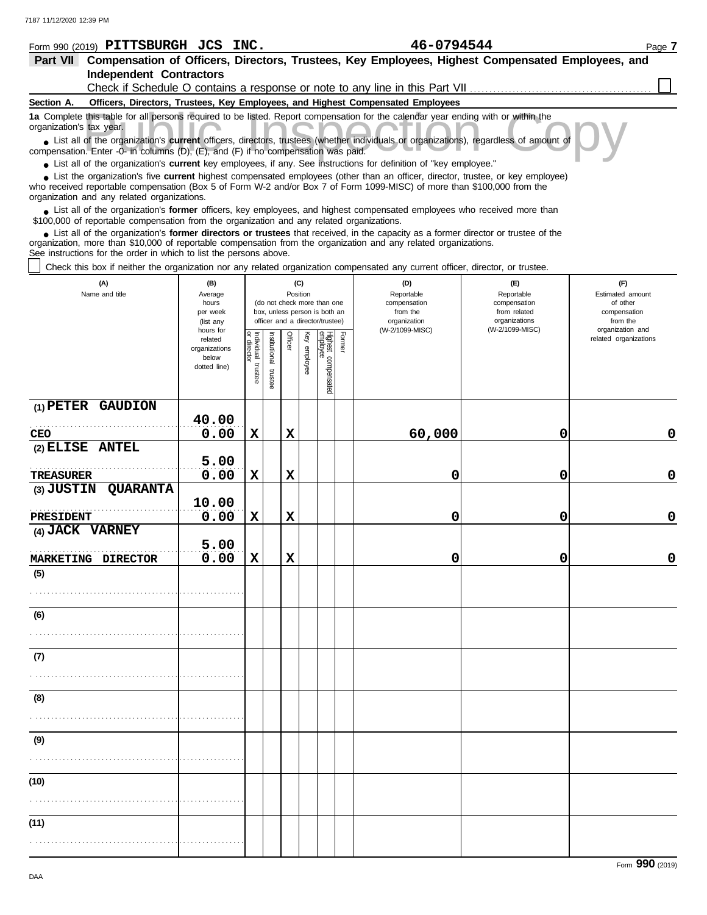Form 990 (2019) **PITTSBURGH JCS INC.** **46-0794544** Page **7**

## Part VII Compensation of Officers, Directors, Trustees, Key Employees, Highest Compensated Employees, and Independent Contractors

Check if Schedule O contains a response or note to any line in this Part VII ☐

**Section A. Officers, Directors, Trustees, Key Employees, and Highest Compensated Employees**

**1a** Complete this table for all persons required to be listed. Report compensation for the calendar year ending with or within the organization's tax year.

- List all of the organization's **current** officers, directors, trustees (whether individuals or organizations), regardless of amount of compensation. Enter -0- in columns (D), (E), and (F) if no compensation was paid.
- List all of the organization's **current** key employees, if any. See instructions for definition of "key employee."
- List the organization's five **current** highest compensated employees (other than an officer, director, trustee, or key employee) who received reportable compensation (Box 5 of Form W-2 and/or Box 7 of Form 1099-MISC) of more than $100,000 from the organization and any related organizations.
- List all of the organization's **former** officers, key employees, and highest compensated employees who received more than $100,000 of reportable compensation from the organization and any related organizations.
- List all of the organization's **former directors or trustees** that received, in the capacity as a former director or trustee of the organization, more than $10,000 of reportable compensation from the organization and any related organizations.

See instructions for the order in which to list the persons above.

☐ Check this box if neither the organization nor any related organization compensated any current officer, director, or trustee.

| (A) Name and title | (B) Average hours per week (list any hours for related organizations below dotted line) | (C) Position (do not check more than one box, unless person is both an officer and a director/trustee) | | | | | | (D) Reportable compensation from the organization (W-2/1099-MISC) | (E) Reportable compensation from related organizations (W-2/1099-MISC) | (F) Estimated amount of other compensation from the organization and related organizations |
|---|---|---|---|---|---|---|---|---|---|---|
| | | Individual trustee or director | Institutional trustee | Officer | Key employee | Highest compensated employee | Former | | | |
| (1) PETER GAUDION<br>CEO | 40.00<br>0.00 | X | | X | | | | 60,000 | 0 | 0 |
| (2) ELISE ANTEL<br>TREASURER | 5.00<br>0.00 | X | | X | | | | 0 | 0 | 0 |
| (3) JUSTIN QUARANTA<br>PRESIDENT | 10.00<br>0.00 | X | | X | | | | 0 | 0 | 0 |
| (4) JACK VARNEY<br>MARKETING DIRECTOR | 5.00<br>0.00 | X | | X | | | | 0 | 0 | 0 |
| (5) | | | | | | | | | | |
| (6) | | | | | | | | | | |
| (7) | | | | | | | | | | |
| (8) | | | | | | | | | | |
| (9) | | | | | | | | | | |
| (10) | | | | | | | | | | |
| (11) | | | | | | | | | | |

Form **990** (2019)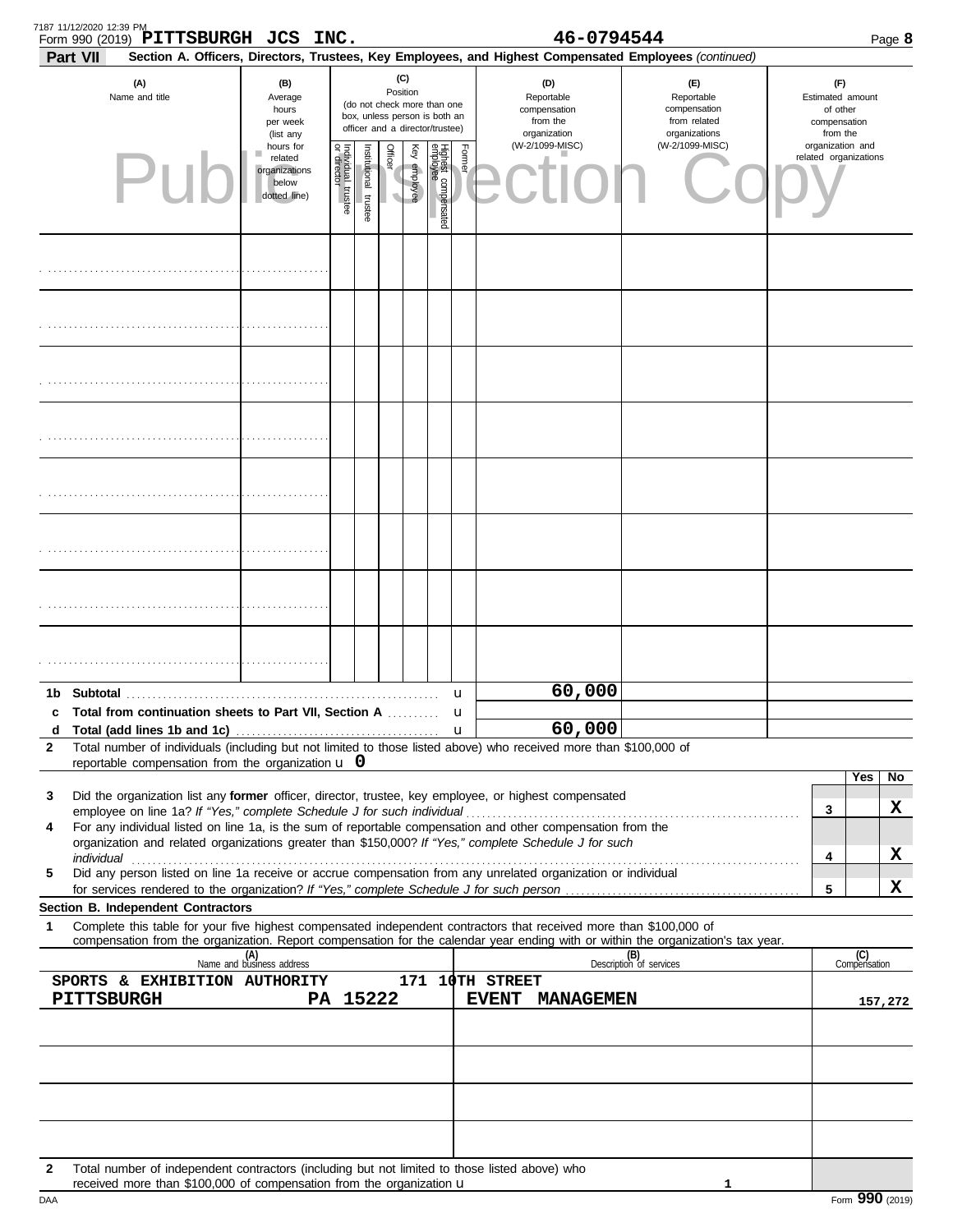7187 11/12/2020 12:39 PM

Form 990 (2019) **PITTSBURGH JCS INC.** **46-0794544** Page **8**

**Part VII** **Section A. Officers, Directors, Trustees, Key Employees, and Highest Compensated Employees** *(continued)*

| (A) Name and title | (B) Average hours per week (list any hours for related organizations below dotted line) | (C) Position (do not check more than one box, unless person is both an officer and a director/trustee): Individual trustee or director | Institutional trustee | Officer | Key employee | Highest compensated employee | Former | (D) Reportable compensation from the organization (W-2/1099-MISC) | (E) Reportable compensation from related organizations (W-2/1099-MISC) | (F) Estimated amount of other compensation from the organization and related organizations |
|---|---|---|---|---|---|---|---|---|---|---|
| | | | | | | | | | | |
| | | | | | | | | | | |
| | | | | | | | | | | |
| | | | | | | | | | | |
| | | | | | | | | | | |
| | | | | | | | | | | |
| | | | | | | | | | | |
| | | | | | | | | | | |

| | | (D) | (E) | (F) |
|---|---|---|---|---|
| **1b** | **Subtotal** u | 60,000 | | |
| **c** | **Total from continuation sheets to Part VII, Section A** u | | | |
| **d** | **Total (add lines 1b and 1c)** u | 60,000 | | |

**2** Total number of individuals (including but not limited to those listed above) who received more than $100,000 of reportable compensation from the organization u **0**

| | | | Yes | No |
|---|---|---|---|---|
| **3** | Did the organization list any **former** officer, director, trustee, key employee, or highest compensated employee on line 1a? *If "Yes," complete Schedule J for such individual* | 3 | | X |
| **4** | For any individual listed on line 1a, is the sum of reportable compensation and other compensation from the organization and related organizations greater than $150,000? *If "Yes," complete Schedule J for such individual* | 4 | | X |
| **5** | Did any person listed on line 1a receive or accrue compensation from any unrelated organization or individual for services rendered to the organization? *If "Yes," complete Schedule J for such person* | 5 | | X |

**Section B. Independent Contractors**

**1** Complete this table for your five highest compensated independent contractors that received more than $100,000 of compensation from the organization. Report compensation for the calendar year ending with or within the organization's tax year.

| (A) Name and business address | (B) Description of services | (C) Compensation |
|---|---|---|
| SPORTS & EXHIBITION AUTHORITY 171 10TH STREET PITTSBURGH PA 15222 | EVENT MANAGEMEN | 157,272 |
| | | |
| | | |
| | | |
| | | |

**2** Total number of independent contractors (including but not limited to those listed above) who received more than $100,000 of compensation from the organization u **1**

DAA Form **990** (2019)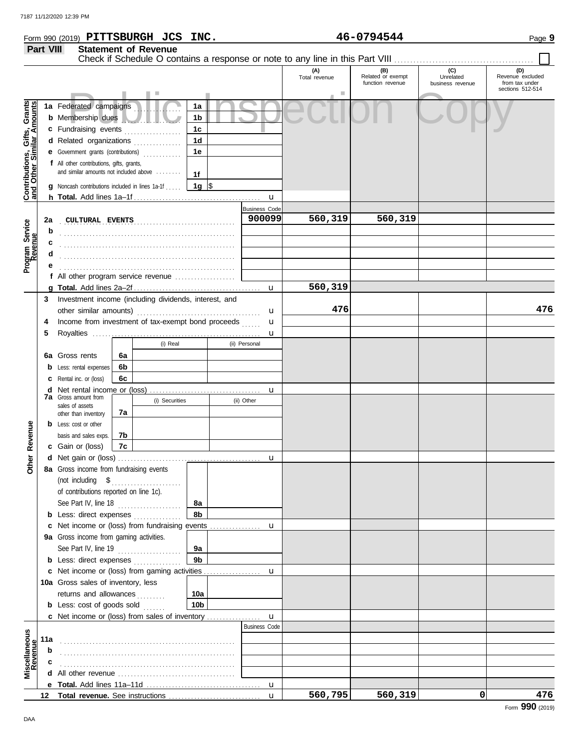Form 990 (2019) **PITTSBURGH JCS INC.** **46-0794544** Page **9**

## Part VIII Statement of Revenue

Check if Schedule O contains a response or note to any line in this Part VIII ☐

Public Inspection Copy

| | | | | (A) Total revenue | (B) Related or exempt function revenue | (C) Unrelated business revenue | (D) Revenue excluded from tax under sections 512-514 |
|---|---|---|---|---|---|---|---|
| **Contributions, Gifts, Grants and Other Similar Amounts** | 1a Federated campaigns | 1a | | | | | |
| | b Membership dues | 1b | | | | | |
| | c Fundraising events | 1c | | | | | |
| | d Related organizations | 1d | | | | | |
| | e Government grants (contributions) | 1e | | | | | |
| | f All other contributions, gifts, grants, and similar amounts not included above | 1f | | | | | |
| | g Noncash contributions included in lines 1a-1f | 1g | $ | | | | |
| | h **Total.** Add lines 1a–1f | | u | | | | |
| **Program Service Revenue** | | | Business Code | | | | |
| | 2a CULTURAL EVENTS | | 900099 | 560,319 | 560,319 | | |
| | b | | | | | | |
| | c | | | | | | |
| | d | | | | | | |
| | e | | | | | | |
| | f All other program service revenue | | | | | | |
| | g **Total.** Add lines 2a–2f | | u | 560,319 | | | |
| **Other Revenue** | 3 Investment income (including dividends, interest, and other similar amounts) | | u | 476 | | | 476 |
| | 4 Income from investment of tax-exempt bond proceeds | | u | | | | |
| | 5 Royalties | | u | | | | |
| | | (i) Real | (ii) Personal | | | | |
| | 6a Gross rents (6a) | | | | | | |
| | b Less: rental expenses (6b) | | | | | | |
| | c Rental inc. or (loss) (6c) | | | | | | |
| | d Net rental income or (loss) | | u | | | | |
| | | (i) Securities | (ii) Other | | | | |
| | 7a Gross amount from sales of assets other than inventory (7a) | | | | | | |
| | b Less: cost or other basis and sales exps. (7b) | | | | | | |
| | c Gain or (loss) (7c) | | | | | | |
| | d Net gain or (loss) | | u | | | | |
| | 8a Gross income from fundraising events (not including $ ........ of contributions reported on line 1c). See Part IV, line 18 | 8a | | | | | |
| | b Less: direct expenses | 8b | | | | | |
| | c Net income or (loss) from fundraising events | | u | | | | |
| | 9a Gross income from gaming activities. See Part IV, line 19 | 9a | | | | | |
| | b Less: direct expenses | 9b | | | | | |
| | c Net income or (loss) from gaming activities | | u | | | | |
| | 10a Gross sales of inventory, less returns and allowances | 10a | | | | | |
| | b Less: cost of goods sold | 10b | | | | | |
| | c Net income or (loss) from sales of inventory | | u | | | | |
| **Miscellaneous Revenue** | | | Business Code | | | | |
| | 11a | | | | | | |
| | b | | | | | | |
| | c | | | | | | |
| | d All other revenue | | | | | | |
| | e **Total.** Add lines 11a–11d | | u | | | | |
| | 12 **Total revenue.** See instructions | | u | 560,795 | 560,319 | 0 | 476 |

Form **990** (2019)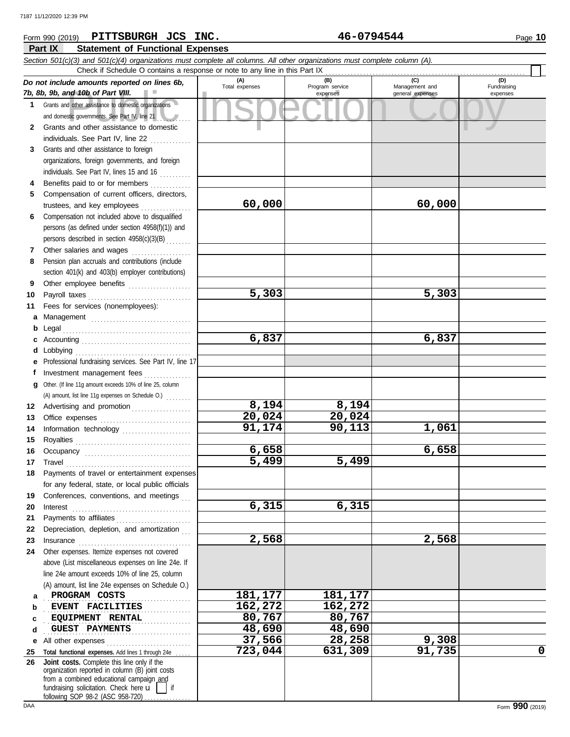Form 990 (2019) **PITTSBURGH JCS INC.** **46-0794544** Page **10**

## Part IX Statement of Functional Expenses

*Section 501(c)(3) and 501(c)(4) organizations must complete all columns. All other organizations must complete column (A).*

Check if Schedule O contains a response or note to any line in this Part IX

| *Do not include amounts reported on lines 6b, 7b, 8b, 9b, and 10b of Part VIII.* | (A) Total expenses | (B) Program service expenses | (C) Management and general expenses | (D) Fundraising expenses |
|---|---|---|---|---|
| **1** Grants and other assistance to domestic organizations and domestic governments. See Part IV, line 21 | | | | |
| **2** Grants and other assistance to domestic individuals. See Part IV, line 22 | | | | |
| **3** Grants and other assistance to foreign organizations, foreign governments, and foreign individuals. See Part IV, lines 15 and 16 | | | | |
| **4** Benefits paid to or for members | | | | |
| **5** Compensation of current officers, directors, trustees, and key employees | 60,000 | | 60,000 | |
| **6** Compensation not included above to disqualified persons (as defined under section 4958(f)(1)) and persons described in section 4958(c)(3)(B) | | | | |
| **7** Other salaries and wages | | | | |
| **8** Pension plan accruals and contributions (include section 401(k) and 403(b) employer contributions) | | | | |
| **9** Other employee benefits | | | | |
| **10** Payroll taxes | 5,303 | | 5,303 | |
| **11** Fees for services (nonemployees): | | | | |
| **a** Management | | | | |
| **b** Legal | | | | |
| **c** Accounting | 6,837 | | 6,837 | |
| **d** Lobbying | | | | |
| **e** Professional fundraising services. See Part IV, line 17 | | | | |
| **f** Investment management fees | | | | |
| **g** Other. (If line 11g amount exceeds 10% of line 25, column (A) amount, list line 11g expenses on Schedule O.) | | | | |
| **12** Advertising and promotion | 8,194 | 8,194 | | |
| **13** Office expenses | 20,024 | 20,024 | | |
| **14** Information technology | 91,174 | 90,113 | 1,061 | |
| **15** Royalties | | | | |
| **16** Occupancy | 6,658 | | 6,658 | |
| **17** Travel | 5,499 | 5,499 | | |
| **18** Payments of travel or entertainment expenses for any federal, state, or local public officials | | | | |
| **19** Conferences, conventions, and meetings | | | | |
| **20** Interest | 6,315 | 6,315 | | |
| **21** Payments to affiliates | | | | |
| **22** Depreciation, depletion, and amortization | | | | |
| **23** Insurance | 2,568 | | 2,568 | |
| **24** Other expenses. Itemize expenses not covered above (List miscellaneous expenses on line 24e. If line 24e amount exceeds 10% of line 25, column (A) amount, list line 24e expenses on Schedule O.) | | | | |
| **a** PROGRAM COSTS | 181,177 | 181,177 | | |
| **b** EVENT FACILITIES | 162,272 | 162,272 | | |
| **c** EQUIPMENT RENTAL | 80,767 | 80,767 | | |
| **d** GUEST PAYMENTS | 48,690 | 48,690 | | |
| **e** All other expenses | 37,566 | 28,258 | 9,308 | |
| **25** **Total functional expenses.** Add lines 1 through 24e | 723,044 | 631,309 | 91,735 | 0 |
| **26** **Joint costs.** Complete this line only if the organization reported in column (B) joint costs from a combined educational campaign and fundraising solicitation. Check here ☐ if following SOP 98-2 (ASC 958-720) | | | | |

Form **990** (2019)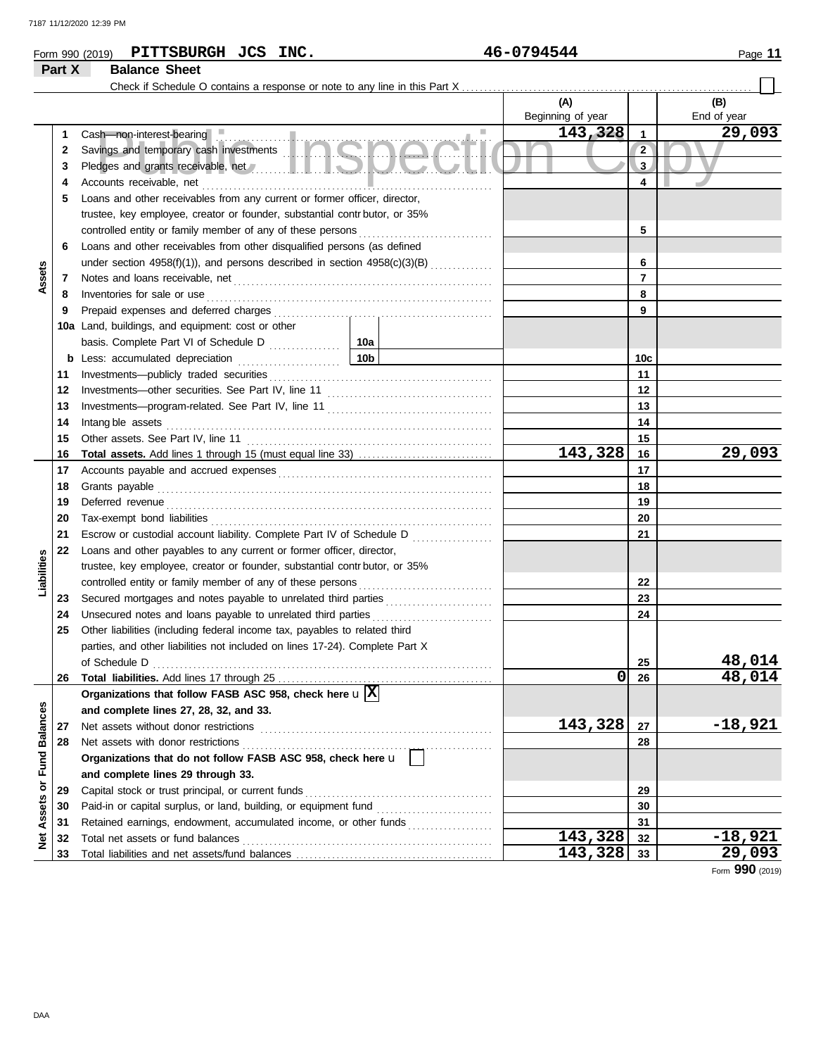Form 990 (2019) **PITTSBURGH JCS INC.** **46-0794544**

## Part X Balance Sheet

Check if Schedule O contains a response or note to any line in this Part X ☐

| | | | | (A) Beginning of year | | (B) End of year |
|---|---|---|---|---|---|---|
| **Assets** | 1 | Cash—non-interest-bearing | | 143,328 | 1 | 29,093 |
| | 2 | Savings and temporary cash investments | | | 2 | |
| | 3 | Pledges and grants receivable, net | | | 3 | |
| | 4 | Accounts receivable, net | | | 4 | |
| | 5 | Loans and other receivables from any current or former officer, director, trustee, key employee, creator or founder, substantial contributor, or 35% controlled entity or family member of any of these persons | | | 5 | |
| | 6 | Loans and other receivables from other disqualified persons (as defined under section 4958(f)(1)), and persons described in section 4958(c)(3)(B) | | | 6 | |
| | 7 | Notes and loans receivable, net | | | 7 | |
| | 8 | Inventories for sale or use | | | 8 | |
| | 9 | Prepaid expenses and deferred charges | | | 9 | |
| | 10a | Land, buildings, and equipment: cost or other basis. Complete Part VI of Schedule D | 10a | | | |
| | b | Less: accumulated depreciation | 10b | | 10c | |
| | 11 | Investments—publicly traded securities | | | 11 | |
| | 12 | Investments—other securities. See Part IV, line 11 | | | 12 | |
| | 13 | Investments—program-related. See Part IV, line 11 | | | 13 | |
| | 14 | Intangible assets | | | 14 | |
| | 15 | Other assets. See Part IV, line 11 | | | 15 | |
| | 16 | **Total assets.** Add lines 1 through 15 (must equal line 33) | | 143,328 | 16 | 29,093 |
| **Liabilities** | 17 | Accounts payable and accrued expenses | | | 17 | |
| | 18 | Grants payable | | | 18 | |
| | 19 | Deferred revenue | | | 19 | |
| | 20 | Tax-exempt bond liabilities | | | 20 | |
| | 21 | Escrow or custodial account liability. Complete Part IV of Schedule D | | | 21 | |
| | 22 | Loans and other payables to any current or former officer, director, trustee, key employee, creator or founder, substantial contributor, or 35% controlled entity or family member of any of these persons | | | 22 | |
| | 23 | Secured mortgages and notes payable to unrelated third parties | | | 23 | |
| | 24 | Unsecured notes and loans payable to unrelated third parties | | | 24 | |
| | 25 | Other liabilities (including federal income tax, payables to related third parties, and other liabilities not included on lines 17-24). Complete Part X of Schedule D | | | 25 | 48,014 |
| | 26 | **Total liabilities.** Add lines 17 through 25 | | 0 | 26 | 48,014 |
| **Net Assets or Fund Balances** | | **Organizations that follow FASB ASC 958, check here** ☒ **and complete lines 27, 28, 32, and 33.** | | | | |
| | 27 | Net assets without donor restrictions | | 143,328 | 27 | -18,921 |
| | 28 | Net assets with donor restrictions | | | 28 | |
| | | **Organizations that do not follow FASB ASC 958, check here** ☐ **and complete lines 29 through 33.** | | | | |
| | 29 | Capital stock or trust principal, or current funds | | | 29 | |
| | 30 | Paid-in or capital surplus, or land, building, or equipment fund | | | 30 | |
| | 31 | Retained earnings, endowment, accumulated income, or other funds | | | 31 | |
| | 32 | Total net assets or fund balances | | 143,328 | 32 | -18,921 |
| | 33 | Total liabilities and net assets/fund balances | | 143,328 | 33 | 29,093 |

Form **990** (2019)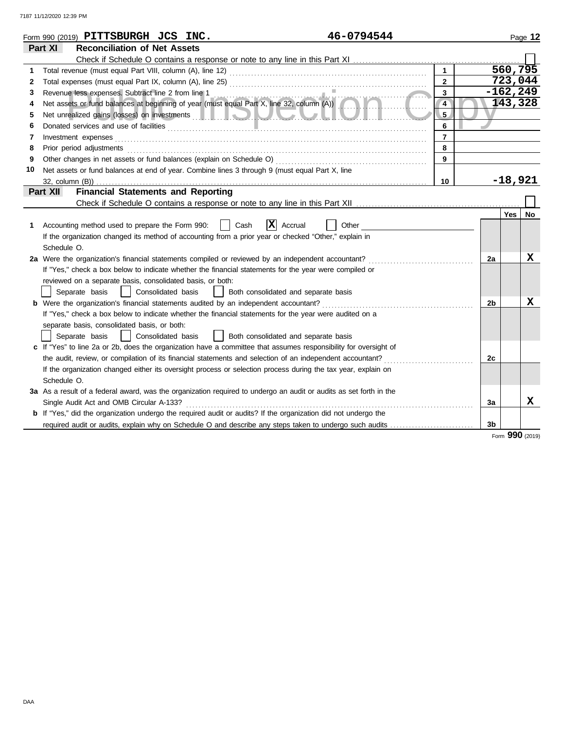Form 990 (2019) **PITTSBURGH JCS INC.** **46-0794544**

## Part XI Reconciliation of Net Assets

Check if Schedule O contains a response or note to any line in this Part XI ☐

| | | | |
|---|---|---|---|
| 1 | Total revenue (must equal Part VIII, column (A), line 12) | 1 | 560,795 |
| 2 | Total expenses (must equal Part IX, column (A), line 25) | 2 | 723,044 |
| 3 | Revenue less expenses. Subtract line 2 from line 1 | 3 | -162,249 |
| 4 | Net assets or fund balances at beginning of year (must equal Part X, line 32, column (A)) | 4 | 143,328 |
| 5 | Net unrealized gains (losses) on investments | 5 | |
| 6 | Donated services and use of facilities | 6 | |
| 7 | Investment expenses | 7 | |
| 8 | Prior period adjustments | 8 | |
| 9 | Other changes in net assets or fund balances (explain on Schedule O) | 9 | |
| 10 | Net assets or fund balances at end of year. Combine lines 3 through 9 (must equal Part X, line 32, column (B)) | 10 | -18,921 |

## Part XII Financial Statements and Reporting

Check if Schedule O contains a response or note to any line in this Part XII ☐

| | | | Yes | No |
|---|---|---|---|---|
| 1 | Accounting method used to prepare the Form 990: ☐ Cash ☒ Accrual ☐ Other<br>If the organization changed its method of accounting from a prior year or checked "Other," explain in Schedule O. | | | |
| 2a | Were the organization's financial statements compiled or reviewed by an independent accountant?<br>If "Yes," check a box below to indicate whether the financial statements for the year were compiled or reviewed on a separate basis, consolidated basis, or both:<br>☐ Separate basis ☐ Consolidated basis ☐ Both consolidated and separate basis | 2a | | X |
| b | Were the organization's financial statements audited by an independent accountant?<br>If "Yes," check a box below to indicate whether the financial statements for the year were audited on a separate basis, consolidated basis, or both:<br>☐ Separate basis ☐ Consolidated basis ☐ Both consolidated and separate basis | 2b | | X |
| c | If "Yes" to line 2a or 2b, does the organization have a committee that assumes responsibility for oversight of the audit, review, or compilation of its financial statements and selection of an independent accountant?<br>If the organization changed either its oversight process or selection process during the tax year, explain on Schedule O. | 2c | | |
| 3a | As a result of a federal award, was the organization required to undergo an audit or audits as set forth in the Single Audit Act and OMB Circular A-133? | 3a | | X |
| b | If "Yes," did the organization undergo the required audit or audits? If the organization did not undergo the required audit or audits, explain why on Schedule O and describe any steps taken to undergo such audits | 3b | | |

Form **990** (2019)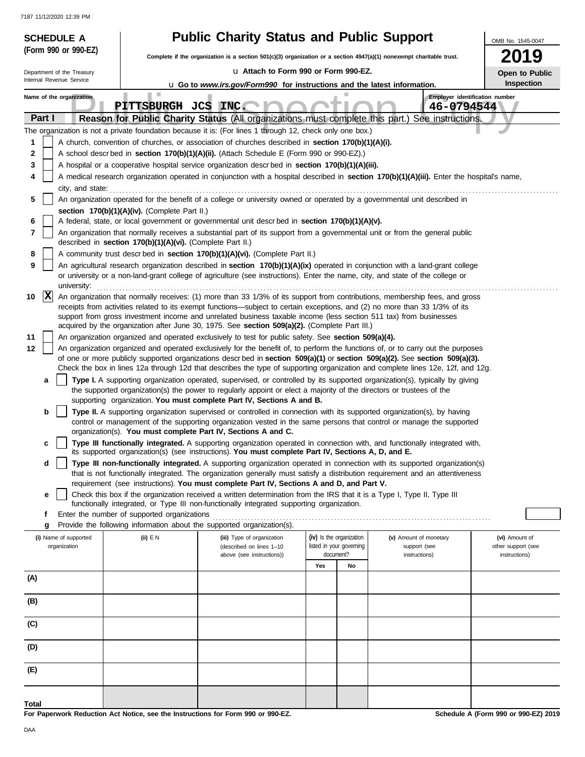# SCHEDULE A (Form 990 or 990-EZ)

Department of the Treasury
Internal Revenue Service

## Public Charity Status and Public Support

**Complete if the organization is a section 501(c)(3) organization or a section 4947(a)(1) nonexempt charitable trust.**

u Attach to Form 990 or Form 990-EZ.

u Go to *www.irs.gov/Form990* for instructions and the latest information.

OMB No. 1545-0047

**2019**

**Open to Public Inspection**

Name of the organization: **PITTSBURGH JCS INC.**

Employer identification number: **46-0794544**

**Part I** **Reason for Public Charity Status** (All organizations must complete this part.) See instructions.

The organization is not a private foundation because it is: (For lines 1 through 12, check only one box.)

1. [ ] A church, convention of churches, or association of churches described in **section 170(b)(1)(A)(i).**
2. [ ] A school described in **section 170(b)(1)(A)(ii).** (Attach Schedule E (Form 990 or 990-EZ).)
3. [ ] A hospital or a cooperative hospital service organization described in **section 170(b)(1)(A)(iii).**
4. [ ] A medical research organization operated in conjunction with a hospital described in **section 170(b)(1)(A)(iii).** Enter the hospital's name, city, and state:
5. [ ] An organization operated for the benefit of a college or university owned or operated by a governmental unit described in **section 170(b)(1)(A)(iv).** (Complete Part II.)
6. [ ] A federal, state, or local government or governmental unit described in **section 170(b)(1)(A)(v).**
7. [ ] An organization that normally receives a substantial part of its support from a governmental unit or from the general public described in **section 170(b)(1)(A)(vi).** (Complete Part II.)
8. [ ] A community trust described in **section 170(b)(1)(A)(vi).** (Complete Part II.)
9. [ ] An agricultural research organization described in **section 170(b)(1)(A)(ix)** operated in conjunction with a land-grant college or university or a non-land-grant college of agriculture (see instructions). Enter the name, city, and state of the college or university:
10. [X] An organization that normally receives: (1) more than 33 1/3% of its support from contributions, membership fees, and gross receipts from activities related to its exempt functions—subject to certain exceptions, and (2) no more than 33 1/3% of its support from gross investment income and unrelated business taxable income (less section 511 tax) from businesses acquired by the organization after June 30, 1975. See **section 509(a)(2).** (Complete Part III.)
11. [ ] An organization organized and operated exclusively to test for public safety. See **section 509(a)(4).**
12. [ ] An organization organized and operated exclusively for the benefit of, to perform the functions of, or to carry out the purposes of one or more publicly supported organizations described in **section 509(a)(1)** or **section 509(a)(2).** See **section 509(a)(3).** Check the box in lines 12a through 12d that describes the type of supporting organization and complete lines 12e, 12f, and 12g.
   - **a** [ ] **Type I.** A supporting organization operated, supervised, or controlled by its supported organization(s), typically by giving the supported organization(s) the power to regularly appoint or elect a majority of the directors or trustees of the supporting organization. **You must complete Part IV, Sections A and B.**
   - **b** [ ] **Type II.** A supporting organization supervised or controlled in connection with its supported organization(s), by having control or management of the supporting organization vested in the same persons that control or manage the supported organization(s). **You must complete Part IV, Sections A and C.**
   - **c** [ ] **Type III functionally integrated.** A supporting organization operated in connection with, and functionally integrated with, its supported organization(s) (see instructions). **You must complete Part IV, Sections A, D, and E.**
   - **d** [ ] **Type III non-functionally integrated.** A supporting organization operated in connection with its supported organization(s) that is not functionally integrated. The organization generally must satisfy a distribution requirement and an attentiveness requirement (see instructions). **You must complete Part IV, Sections A and D, and Part V.**
   - **e** [ ] Check this box if the organization received a written determination from the IRS that it is a Type I, Type II, Type III functionally integrated, or Type III non-functionally integrated supporting organization.
   - **f** Enter the number of supported organizations
   - **g** Provide the following information about the supported organization(s).

| (i) Name of supported organization | (ii) EIN | (iii) Type of organization (described on lines 1–10 above (see instructions)) | (iv) Is the organization listed in your governing document? Yes | No | (v) Amount of monetary support (see instructions) | (vi) Amount of other support (see instructions) |
|---|---|---|---|---|---|---|
| (A) | | | | | | |
| (B) | | | | | | |
| (C) | | | | | | |
| (D) | | | | | | |
| (E) | | | | | | |
| Total | | | | | | |

**For Paperwork Reduction Act Notice, see the Instructions for Form 990 or 990-EZ.**

**Schedule A (Form 990 or 990-EZ) 2019**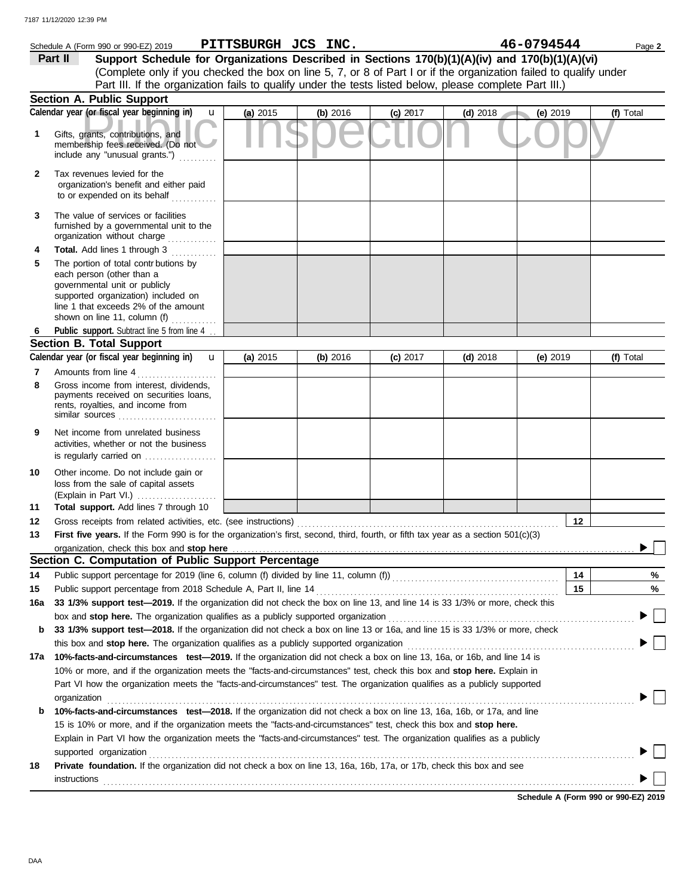Schedule A (Form 990 or 990-EZ) 2019 **PITTSBURGH JCS INC.** **46-0794544** Page **2**

## Part II — Support Schedule for Organizations Described in Sections 170(b)(1)(A)(iv) and 170(b)(1)(A)(vi)

(Complete only if you checked the box on line 5, 7, or 8 of Part I or if the organization failed to qualify under Part III. If the organization fails to qualify under the tests listed below, please complete Part III.)

### Section A. Public Support

| Calendar year (or fiscal year beginning in) | (a) 2015 | (b) 2016 | (c) 2017 | (d) 2018 | (e) 2019 | (f) Total |
|---|---|---|---|---|---|---|
| **1** Gifts, grants, contributions, and membership fees received. (Do not include any "unusual grants.") | | | | | | |
| **2** Tax revenues levied for the organization's benefit and either paid to or expended on its behalf | | | | | | |
| **3** The value of services or facilities furnished by a governmental unit to the organization without charge | | | | | | |
| **4** **Total.** Add lines 1 through 3 | | | | | | |
| **5** The portion of total contributions by each person (other than a governmental unit or publicly supported organization) included on line 1 that exceeds 2% of the amount shown on line 11, column (f) | | | | | | |
| **6** **Public support.** Subtract line 5 from line 4 | | | | | | |

### Section B. Total Support

| Calendar year (or fiscal year beginning in) | (a) 2015 | (b) 2016 | (c) 2017 | (d) 2018 | (e) 2019 | (f) Total |
|---|---|---|---|---|---|---|
| **7** Amounts from line 4 | | | | | | |
| **8** Gross income from interest, dividends, payments received on securities loans, rents, royalties, and income from similar sources | | | | | | |
| **9** Net income from unrelated business activities, whether or not the business is regularly carried on | | | | | | |
| **10** Other income. Do not include gain or loss from the sale of capital assets (Explain in Part VI.) | | | | | | |
| **11** **Total support.** Add lines 7 through 10 | | | | | | |

**12** Gross receipts from related activities, etc. (see instructions) — **12**

**13** **First five years.** If the Form 990 is for the organization's first, second, third, fourth, or fifth tax year as a section 501(c)(3) organization, check this box and **stop here** ☐

### Section C. Computation of Public Support Percentage

**14** Public support percentage for 2019 (line 6, column (f) divided by line 11, column (f)) — **14** %

**15** Public support percentage from 2018 Schedule A, Part II, line 14 — **15** %

**16a** **33 1/3% support test—2019.** If the organization did not check the box on line 13, and line 14 is 33 1/3% or more, check this box and **stop here.** The organization qualifies as a publicly supported organization ☐

**b** **33 1/3% support test—2018.** If the organization did not check a box on line 13 or 16a, and line 15 is 33 1/3% or more, check this box and **stop here.** The organization qualifies as a publicly supported organization ☐

**17a** **10%-facts-and-circumstances test—2019.** If the organization did not check a box on line 13, 16a, or 16b, and line 14 is 10% or more, and if the organization meets the "facts-and-circumstances" test, check this box and **stop here.** Explain in Part VI how the organization meets the "facts-and-circumstances" test. The organization qualifies as a publicly supported organization ☐

**b** **10%-facts-and-circumstances test—2018.** If the organization did not check a box on line 13, 16a, 16b, or 17a, and line 15 is 10% or more, and if the organization meets the "facts-and-circumstances" test, check this box and **stop here.** Explain in Part VI how the organization meets the "facts-and-circumstances" test. The organization qualifies as a publicly supported organization ☐

**18** **Private foundation.** If the organization did not check a box on line 13, 16a, 16b, 17a, or 17b, check this box and see instructions ☐

**Schedule A (Form 990 or 990-EZ) 2019**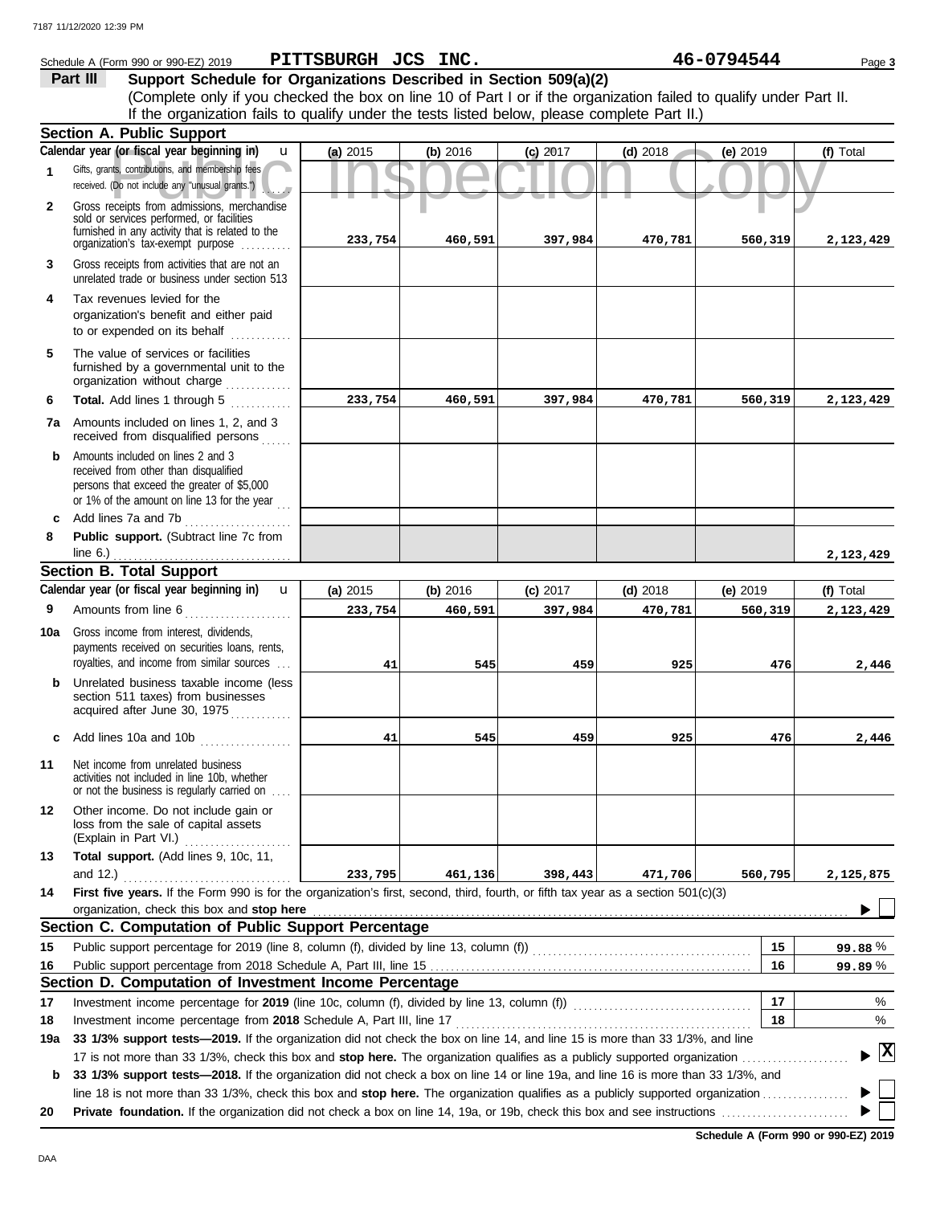Schedule A (Form 990 or 990-EZ) 2019 **PITTSBURGH JCS INC.** **46-0794544** Page **3**

## Part III Support Schedule for Organizations Described in Section 509(a)(2)

(Complete only if you checked the box on line 10 of Part I or if the organization failed to qualify under Part II. If the organization fails to qualify under the tests listed below, please complete Part II.)

### Section A. Public Support

| | Calendar year (or fiscal year beginning in) | (a) 2015 | (b) 2016 | (c) 2017 | (d) 2018 | (e) 2019 | (f) Total |
|---|---|---|---|---|---|---|---|
| 1 | Gifts, grants, contributions, and membership fees received. (Do not include any "unusual grants.") | | | | | | |
| 2 | Gross receipts from admissions, merchandise sold or services performed, or facilities furnished in any activity that is related to the organization's tax-exempt purpose | 233,754 | 460,591 | 397,984 | 470,781 | 560,319 | 2,123,429 |
| 3 | Gross receipts from activities that are not an unrelated trade or business under section 513 | | | | | | |
| 4 | Tax revenues levied for the organization's benefit and either paid to or expended on its behalf | | | | | | |
| 5 | The value of services or facilities furnished by a governmental unit to the organization without charge | | | | | | |
| 6 | **Total.** Add lines 1 through 5 | 233,754 | 460,591 | 397,984 | 470,781 | 560,319 | 2,123,429 |
| 7a | Amounts included on lines 1, 2, and 3 received from disqualified persons | | | | | | |
| b | Amounts included on lines 2 and 3 received from other than disqualified persons that exceed the greater of $5,000 or 1% of the amount on line 13 for the year | | | | | | |
| c | Add lines 7a and 7b | | | | | | |
| 8 | **Public support.** (Subtract line 7c from line 6.) | | | | | | 2,123,429 |

### Section B. Total Support

| | Calendar year (or fiscal year beginning in) | (a) 2015 | (b) 2016 | (c) 2017 | (d) 2018 | (e) 2019 | (f) Total |
|---|---|---|---|---|---|---|---|
| 9 | Amounts from line 6 | 233,754 | 460,591 | 397,984 | 470,781 | 560,319 | 2,123,429 |
| 10a | Gross income from interest, dividends, payments received on securities loans, rents, royalties, and income from similar sources | 41 | 545 | 459 | 925 | 476 | 2,446 |
| b | Unrelated business taxable income (less section 511 taxes) from businesses acquired after June 30, 1975 | | | | | | |
| c | Add lines 10a and 10b | 41 | 545 | 459 | 925 | 476 | 2,446 |
| 11 | Net income from unrelated business activities not included in line 10b, whether or not the business is regularly carried on | | | | | | |
| 12 | Other income. Do not include gain or loss from the sale of capital assets (Explain in Part VI.) | | | | | | |
| 13 | **Total support.** (Add lines 9, 10c, 11, and 12.) | 233,795 | 461,136 | 398,443 | 471,706 | 560,795 | 2,125,875 |

**14** **First five years.** If the Form 990 is for the organization's first, second, third, fourth, or fifth tax year as a section 501(c)(3) organization, check this box and **stop here** ☐

### Section C. Computation of Public Support Percentage

| | | | |
|---|---|---|---|
| 15 | Public support percentage for 2019 (line 8, column (f), divided by line 13, column (f)) | 15 | 99.88 % |
| 16 | Public support percentage from 2018 Schedule A, Part III, line 15 | 16 | 99.89 % |

### Section D. Computation of Investment Income Percentage

| | | | |
|---|---|---|---|
| 17 | Investment income percentage for **2019** (line 10c, column (f), divided by line 13, column (f)) | 17 | % |
| 18 | Investment income percentage from **2018** Schedule A, Part III, line 17 | 18 | % |

**19a** **33 1/3% support tests—2019.** If the organization did not check the box on line 14, and line 15 is more than 33 1/3%, and line 17 is not more than 33 1/3%, check this box and **stop here.** The organization qualifies as a publicly supported organization ☒

**b** **33 1/3% support tests—2018.** If the organization did not check a box on line 14 or line 19a, and line 16 is more than 33 1/3%, and line 18 is not more than 33 1/3%, check this box and **stop here.** The organization qualifies as a publicly supported organization ☐

**20** **Private foundation.** If the organization did not check a box on line 14, 19a, or 19b, check this box and see instructions ☐

**Schedule A (Form 990 or 990-EZ) 2019**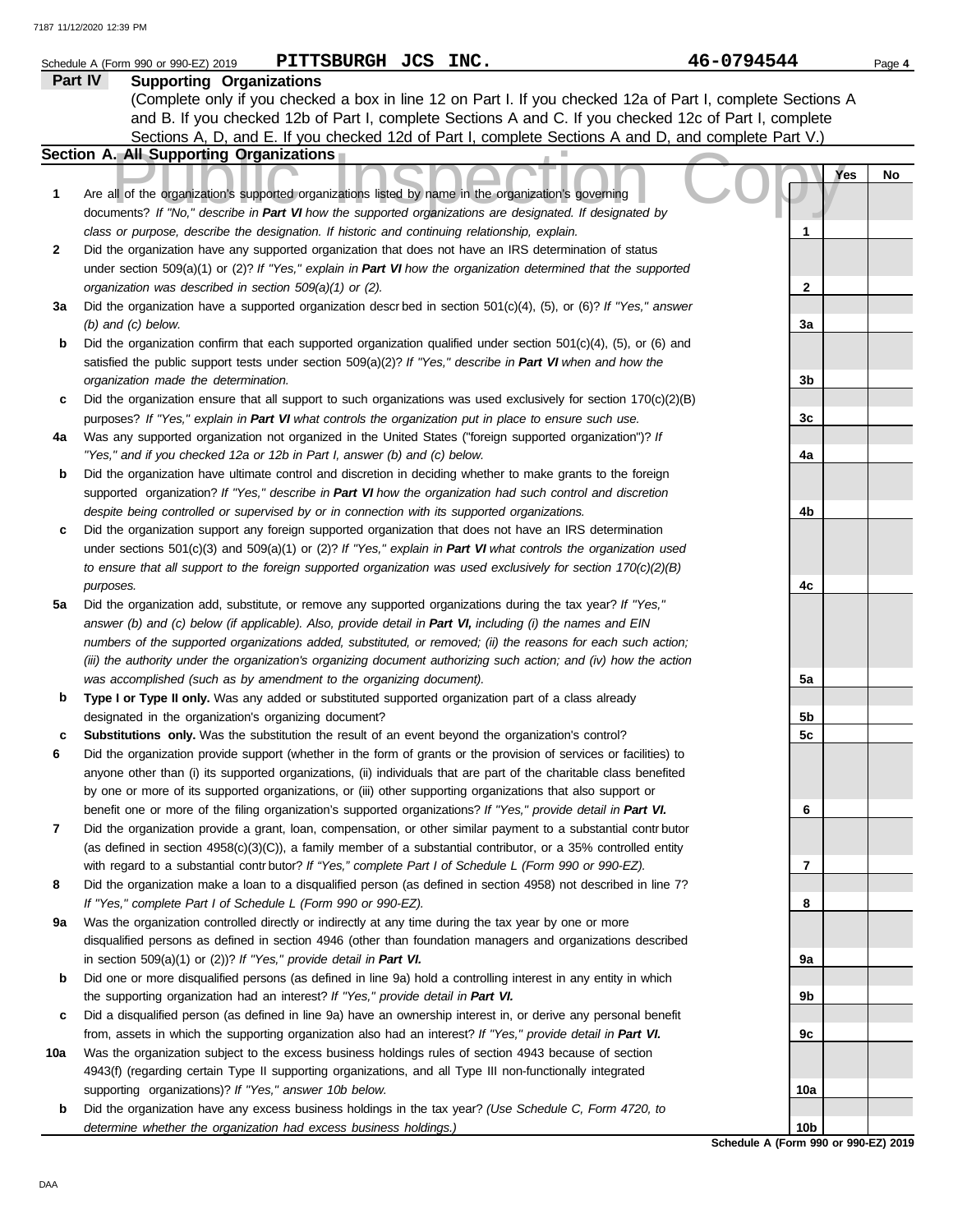Schedule A (Form 990 or 990-EZ) 2019 **PITTSBURGH JCS INC.** **46-0794544**

## Part IV Supporting Organizations

(Complete only if you checked a box in line 12 on Part I. If you checked 12a of Part I, complete Sections A and B. If you checked 12b of Part I, complete Sections A and C. If you checked 12c of Part I, complete Sections A, D, and E. If you checked 12d of Part I, complete Sections A and D, and complete Part V.)

### Section A. All Supporting Organizations

Public Inspection Copy

| | | | Yes | No |
|---|---|---|---|---|
| **1** | Are all of the organization's supported organizations listed by name in the organization's governing documents? *If "No," describe in* ***Part VI*** *how the supported organizations are designated. If designated by class or purpose, describe the designation. If historic and continuing relationship, explain.* | 1 | | |
| **2** | Did the organization have any supported organization that does not have an IRS determination of status under section 509(a)(1) or (2)? *If "Yes," explain in* ***Part VI*** *how the organization determined that the supported organization was described in section 509(a)(1) or (2).* | 2 | | |
| **3a** | Did the organization have a supported organization described in section 501(c)(4), (5), or (6)? *If "Yes," answer (b) and (c) below.* | 3a | | |
| **b** | Did the organization confirm that each supported organization qualified under section 501(c)(4), (5), or (6) and satisfied the public support tests under section 509(a)(2)? *If "Yes," describe in* ***Part VI*** *when and how the organization made the determination.* | 3b | | |
| **c** | Did the organization ensure that all support to such organizations was used exclusively for section 170(c)(2)(B) purposes? *If "Yes," explain in* ***Part VI*** *what controls the organization put in place to ensure such use.* | 3c | | |
| **4a** | Was any supported organization not organized in the United States ("foreign supported organization")? *If "Yes," and if you checked 12a or 12b in Part I, answer (b) and (c) below.* | 4a | | |
| **b** | Did the organization have ultimate control and discretion in deciding whether to make grants to the foreign supported organization? *If "Yes," describe in* ***Part VI*** *how the organization had such control and discretion despite being controlled or supervised by or in connection with its supported organizations.* | 4b | | |
| **c** | Did the organization support any foreign supported organization that does not have an IRS determination under sections 501(c)(3) and 509(a)(1) or (2)? *If "Yes," explain in* ***Part VI*** *what controls the organization used to ensure that all support to the foreign supported organization was used exclusively for section 170(c)(2)(B) purposes.* | 4c | | |
| **5a** | Did the organization add, substitute, or remove any supported organizations during the tax year? *If "Yes," answer (b) and (c) below (if applicable). Also, provide detail in* ***Part VI,*** *including (i) the names and EIN numbers of the supported organizations added, substituted, or removed; (ii) the reasons for each such action; (iii) the authority under the organization's organizing document authorizing such action; and (iv) how the action was accomplished (such as by amendment to the organizing document).* | 5a | | |
| **b** | **Type I or Type II only.** Was any added or substituted supported organization part of a class already designated in the organization's organizing document? | 5b | | |
| **c** | **Substitutions only.** Was the substitution the result of an event beyond the organization's control? | 5c | | |
| **6** | Did the organization provide support (whether in the form of grants or the provision of services or facilities) to anyone other than (i) its supported organizations, (ii) individuals that are part of the charitable class benefited by one or more of its supported organizations, or (iii) other supporting organizations that also support or benefit one or more of the filing organization's supported organizations? *If "Yes," provide detail in* ***Part VI.*** | 6 | | |
| **7** | Did the organization provide a grant, loan, compensation, or other similar payment to a substantial contributor (as defined in section 4958(c)(3)(C)), a family member of a substantial contributor, or a 35% controlled entity with regard to a substantial contributor? *If "Yes," complete Part I of Schedule L (Form 990 or 990-EZ).* | 7 | | |
| **8** | Did the organization make a loan to a disqualified person (as defined in section 4958) not described in line 7? *If "Yes," complete Part I of Schedule L (Form 990 or 990-EZ).* | 8 | | |
| **9a** | Was the organization controlled directly or indirectly at any time during the tax year by one or more disqualified persons as defined in section 4946 (other than foundation managers and organizations described in section 509(a)(1) or (2))? *If "Yes," provide detail in* ***Part VI.*** | 9a | | |
| **b** | Did one or more disqualified persons (as defined in line 9a) hold a controlling interest in any entity in which the supporting organization had an interest? *If "Yes," provide detail in* ***Part VI.*** | 9b | | |
| **c** | Did a disqualified person (as defined in line 9a) have an ownership interest in, or derive any personal benefit from, assets in which the supporting organization also had an interest? *If "Yes," provide detail in* ***Part VI.*** | 9c | | |
| **10a** | Was the organization subject to the excess business holdings rules of section 4943 because of section 4943(f) (regarding certain Type II supporting organizations, and all Type III non-functionally integrated supporting organizations)? *If "Yes," answer 10b below.* | 10a | | |
| **b** | Did the organization have any excess business holdings in the tax year? *(Use Schedule C, Form 4720, to determine whether the organization had excess business holdings.)* | 10b | | |

**Schedule A (Form 990 or 990-EZ) 2019**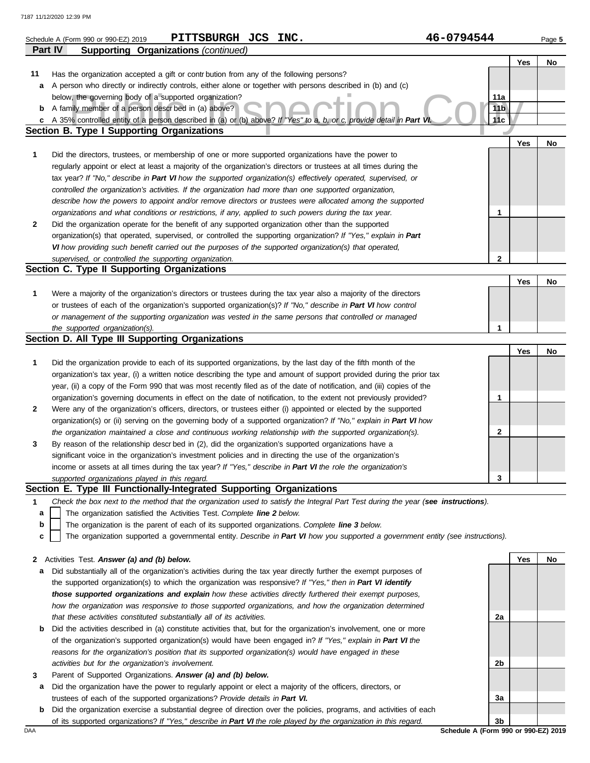Schedule A (Form 990 or 990-EZ) 2019 **PITTSBURGH JCS INC.** **46-0794544** Page **5**

## Part IV Supporting Organizations *(continued)*

| | | | Yes | No |
|---|---|---|---|---|
| **11** | Has the organization accepted a gift or contribution from any of the following persons? | | | |
| **a** | A person who directly or indirectly controls, either alone or together with persons described in (b) and (c) below, the governing body of a supported organization? | **11a** | | |
| **b** | A family member of a person described in (a) above? | **11b** | | |
| **c** | A 35% controlled entity of a person described in (a) or (b) above? *If "Yes" to a, b, or c, provide detail in **Part VI.*** | **11c** | | |

### Section B. Type I Supporting Organizations

| | | | Yes | No |
|---|---|---|---|---|
| **1** | Did the directors, trustees, or membership of one or more supported organizations have the power to regularly appoint or elect at least a majority of the organization's directors or trustees at all times during the tax year? *If "No," describe in **Part VI** how the supported organization(s) effectively operated, supervised, or controlled the organization's activities. If the organization had more than one supported organization, describe how the powers to appoint and/or remove directors or trustees were allocated among the supported organizations and what conditions or restrictions, if any, applied to such powers during the tax year.* | **1** | | |
| **2** | Did the organization operate for the benefit of any supported organization other than the supported organization(s) that operated, supervised, or controlled the supporting organization? *If "Yes," explain in **Part VI** how providing such benefit carried out the purposes of the supported organization(s) that operated, supervised, or controlled the supporting organization.* | **2** | | |

### Section C. Type II Supporting Organizations

| | | | Yes | No |
|---|---|---|---|---|
| **1** | Were a majority of the organization's directors or trustees during the tax year also a majority of the directors or trustees of each of the organization's supported organization(s)? *If "No," describe in **Part VI** how control or management of the supporting organization was vested in the same persons that controlled or managed the supported organization(s).* | **1** | | |

### Section D. All Type III Supporting Organizations

| | | | Yes | No |
|---|---|---|---|---|
| **1** | Did the organization provide to each of its supported organizations, by the last day of the fifth month of the organization's tax year, (i) a written notice describing the type and amount of support provided during the prior tax year, (ii) a copy of the Form 990 that was most recently filed as of the date of notification, and (iii) copies of the organization's governing documents in effect on the date of notification, to the extent not previously provided? | **1** | | |
| **2** | Were any of the organization's officers, directors, or trustees either (i) appointed or elected by the supported organization(s) or (ii) serving on the governing body of a supported organization? *If "No," explain in **Part VI** how the organization maintained a close and continuous working relationship with the supported organization(s).* | **2** | | |
| **3** | By reason of the relationship described in (2), did the organization's supported organizations have a significant voice in the organization's investment policies and in directing the use of the organization's income or assets at all times during the tax year? *If "Yes," describe in **Part VI** the role the organization's supported organizations played in this regard.* | **3** | | |

### Section E. Type III Functionally-Integrated Supporting Organizations

**1** *Check the box next to the method that the organization used to satisfy the Integral Part Test during the year (**see instructions**).*

- **a** ☐ The organization satisfied the Activities Test. *Complete **line 2** below.*
- **b** ☐ The organization is the parent of each of its supported organizations. *Complete **line 3** below.*
- **c** ☐ The organization supported a governmental entity. *Describe in **Part VI** how you supported a government entity (see instructions).*

| | | | Yes | No |
|---|---|---|---|---|
| **2** | Activities Test. ***Answer (a) and (b) below.*** | | | |
| **a** | Did substantially all of the organization's activities during the tax year directly further the exempt purposes of the supported organization(s) to which the organization was responsive? *If "Yes," then in **Part VI identify those supported organizations and explain** how these activities directly furthered their exempt purposes, how the organization was responsive to those supported organizations, and how the organization determined that these activities constituted substantially all of its activities.* | **2a** | | |
| **b** | Did the activities described in (a) constitute activities that, but for the organization's involvement, one or more of the organization's supported organization(s) would have been engaged in? *If "Yes," explain in **Part VI** the reasons for the organization's position that its supported organization(s) would have engaged in these activities but for the organization's involvement.* | **2b** | | |
| **3** | Parent of Supported Organizations. ***Answer (a) and (b) below.*** | | | |
| **a** | Did the organization have the power to regularly appoint or elect a majority of the officers, directors, or trustees of each of the supported organizations? ***Provide details in Part VI.*** | **3a** | | |
| **b** | Did the organization exercise a substantial degree of direction over the policies, programs, and activities of each of its supported organizations? *If "Yes," describe in **Part VI** the role played by the organization in this regard.* | **3b** | | |

DAA **Schedule A (Form 990 or 990-EZ) 2019**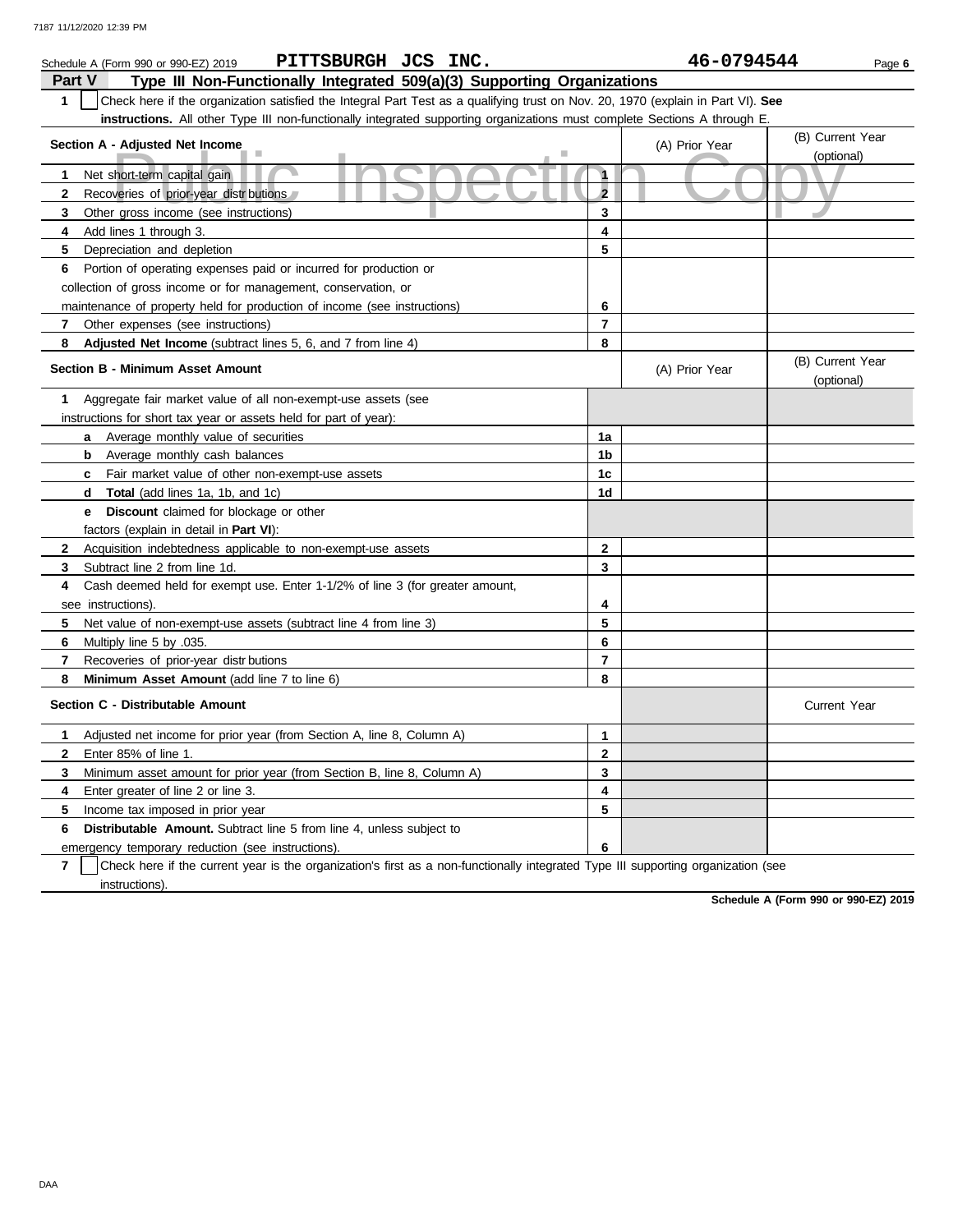Schedule A (Form 990 or 990-EZ) 2019 **PITTSBURGH JCS INC.** **46-0794544** Page **6**

## Part V Type III Non-Functionally Integrated 509(a)(3) Supporting Organizations

**1** ☐ Check here if the organization satisfied the Integral Part Test as a qualifying trust on Nov. 20, 1970 (explain in Part VI). **See instructions.** All other Type III non-functionally integrated supporting organizations must complete Sections A through E.

| Section A - Adjusted Net Income | | (A) Prior Year | (B) Current Year (optional) |
|---|---|---|---|
| **1** Net short-term capital gain | 1 | | |
| **2** Recoveries of prior-year distributions | 2 | | |
| **3** Other gross income (see instructions) | 3 | | |
| **4** Add lines 1 through 3. | 4 | | |
| **5** Depreciation and depletion | 5 | | |
| **6** Portion of operating expenses paid or incurred for production or collection of gross income or for management, conservation, or maintenance of property held for production of income (see instructions) | 6 | | |
| **7** Other expenses (see instructions) | 7 | | |
| **8** **Adjusted Net Income** (subtract lines 5, 6, and 7 from line 4) | 8 | | |

| Section B - Minimum Asset Amount | | (A) Prior Year | (B) Current Year (optional) |
|---|---|---|---|
| **1** Aggregate fair market value of all non-exempt-use assets (see instructions for short tax year or assets held for part of year): | | | |
| **a** Average monthly value of securities | 1a | | |
| **b** Average monthly cash balances | 1b | | |
| **c** Fair market value of other non-exempt-use assets | 1c | | |
| **d** **Total** (add lines 1a, 1b, and 1c) | 1d | | |
| **e** **Discount** claimed for blockage or other factors (explain in detail in **Part VI**): | | | |
| **2** Acquisition indebtedness applicable to non-exempt-use assets | 2 | | |
| **3** Subtract line 2 from line 1d. | 3 | | |
| **4** Cash deemed held for exempt use. Enter 1-1/2% of line 3 (for greater amount, see instructions). | 4 | | |
| **5** Net value of non-exempt-use assets (subtract line 4 from line 3) | 5 | | |
| **6** Multiply line 5 by .035. | 6 | | |
| **7** Recoveries of prior-year distributions | 7 | | |
| **8** **Minimum Asset Amount** (add line 7 to line 6) | 8 | | |

| Section C - Distributable Amount | | | Current Year |
|---|---|---|---|
| **1** Adjusted net income for prior year (from Section A, line 8, Column A) | 1 | | |
| **2** Enter 85% of line 1. | 2 | | |
| **3** Minimum asset amount for prior year (from Section B, line 8, Column A) | 3 | | |
| **4** Enter greater of line 2 or line 3. | 4 | | |
| **5** Income tax imposed in prior year | 5 | | |
| **6** **Distributable Amount.** Subtract line 5 from line 4, unless subject to emergency temporary reduction (see instructions). | 6 | | |

**7** ☐ Check here if the current year is the organization's first as a non-functionally integrated Type III supporting organization (see instructions).

**Schedule A (Form 990 or 990-EZ) 2019**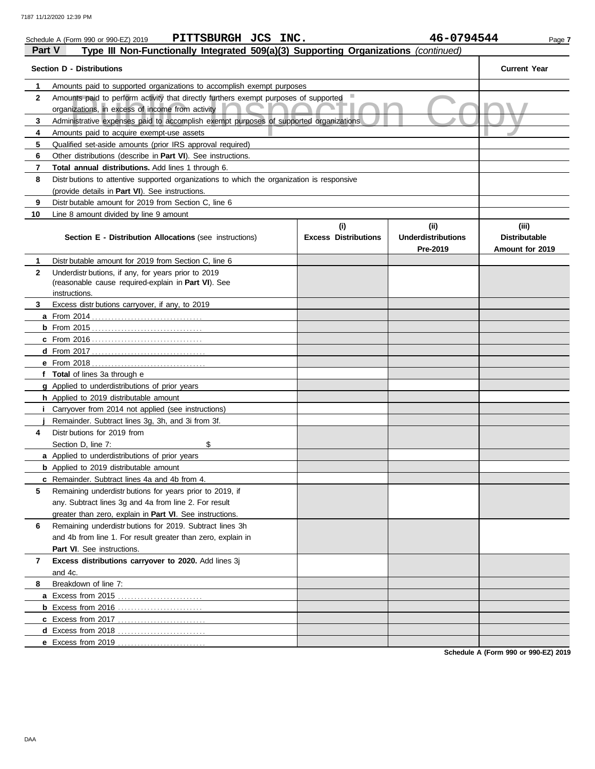Schedule A (Form 990 or 990-EZ) 2019 PITTSBURGH JCS INC. 46-0794544

**Part V Type III Non-Functionally Integrated 509(a)(3) Supporting Organizations** *(continued)*

| Section D - Distributions | | Current Year |
|---|---|---|
| 1 | Amounts paid to supported organizations to accomplish exempt purposes | |
| 2 | Amounts paid to perform activity that directly furthers exempt purposes of supported organizations, in excess of income from activity | |
| 3 | Administrative expenses paid to accomplish exempt purposes of supported organizations | |
| 4 | Amounts paid to acquire exempt-use assets | |
| 5 | Qualified set-aside amounts (prior IRS approval required) | |
| 6 | Other distributions (describe in **Part VI**). See instructions. | |
| 7 | **Total annual distributions.** Add lines 1 through 6. | |
| 8 | Distributions to attentive supported organizations to which the organization is responsive (provide details in **Part VI**). See instructions. | |
| 9 | Distributable amount for 2019 from Section C, line 6 | |
| 10 | Line 8 amount divided by line 9 amount | |

| | Section E - Distribution Allocations (see instructions) | (i) Excess Distributions | (ii) Underdistributions Pre-2019 | (iii) Distributable Amount for 2019 |
|---|---|---|---|---|
| 1 | Distributable amount for 2019 from Section C, line 6 | | | |
| 2 | Underdistributions, if any, for years prior to 2019 (reasonable cause required-explain in **Part VI**). See instructions. | | | |
| 3 | Excess distributions carryover, if any, to 2019 | | | |
| a | From 2014 | | | |
| b | From 2015 | | | |
| c | From 2016 | | | |
| d | From 2017 | | | |
| e | From 2018 | | | |
| f | **Total** of lines 3a through e | | | |
| g | Applied to underdistributions of prior years | | | |
| h | Applied to 2019 distributable amount | | | |
| i | Carryover from 2014 not applied (see instructions) | | | |
| j | Remainder. Subtract lines 3g, 3h, and 3i from 3f. | | | |
| 4 | Distributions for 2019 from Section D, line 7: $ | | | |
| a | Applied to underdistributions of prior years | | | |
| b | Applied to 2019 distributable amount | | | |
| c | Remainder. Subtract lines 4a and 4b from 4. | | | |
| 5 | Remaining underdistributions for years prior to 2019, if any. Subtract lines 3g and 4a from line 2. For result greater than zero, explain in **Part VI**. See instructions. | | | |
| 6 | Remaining underdistributions for 2019. Subtract lines 3h and 4b from line 1. For result greater than zero, explain in **Part VI**. See instructions. | | | |
| 7 | **Excess distributions carryover to 2020.** Add lines 3j and 4c. | | | |
| 8 | Breakdown of line 7: | | | |
| a | Excess from 2015 | | | |
| b | Excess from 2016 | | | |
| c | Excess from 2017 | | | |
| d | Excess from 2018 | | | |
| e | Excess from 2019 | | | |

**Schedule A (Form 990 or 990-EZ) 2019**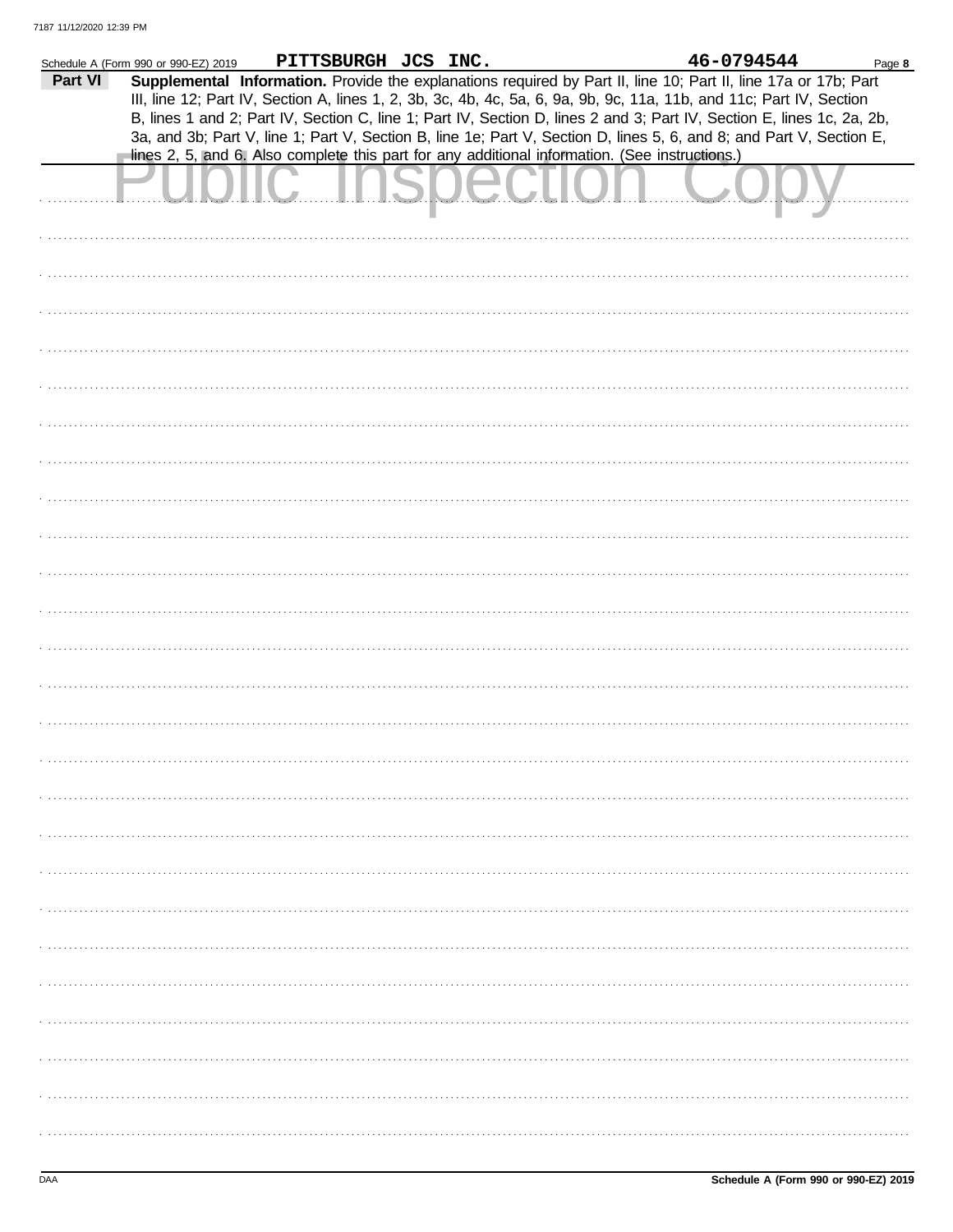Schedule A (Form 990 or 990-EZ) 2019 PITTSBURGH JCS INC. 46-0794544

**Part VI** **Supplemental Information.** Provide the explanations required by Part II, line 10; Part II, line 17a or 17b; Part III, line 12; Part IV, Section A, lines 1, 2, 3b, 3c, 4b, 4c, 5a, 6, 9a, 9b, 9c, 11a, 11b, and 11c; Part IV, Section B, lines 1 and 2; Part IV, Section C, line 1; Part IV, Section D, lines 2 and 3; Part IV, Section E, lines 1c, 2a, 2b, 3a, and 3b; Part V, line 1; Part V, Section B, line 1e; Part V, Section D, lines 5, 6, and 8; and Part V, Section E, lines 2, 5, and 6. Also complete this part for any additional information. (See instructions.)

Public Inspection Copy

Schedule A (Form 990 or 990-EZ) 2019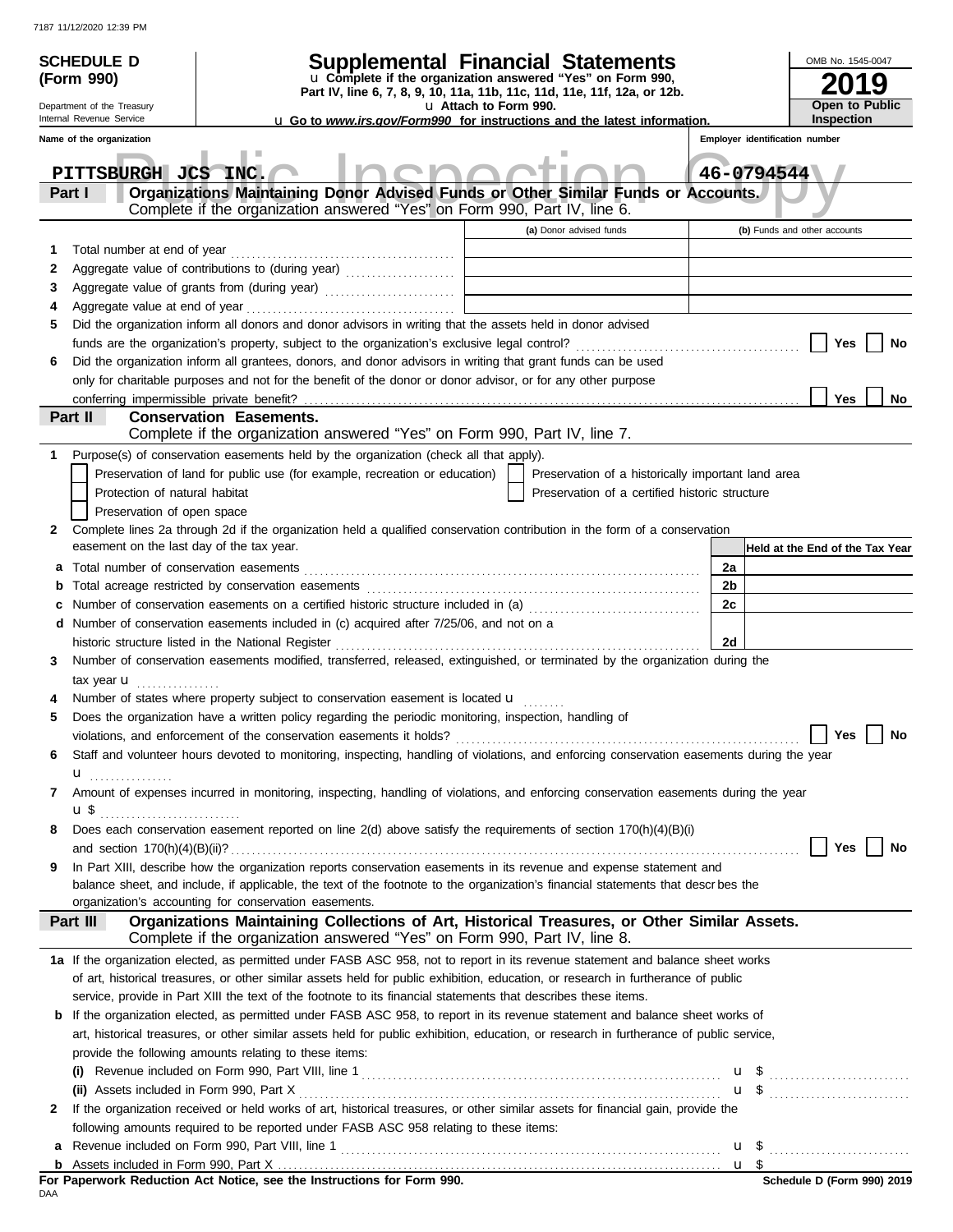7187 11/12/2020 12:39 PM

**SCHEDULE D (Form 990)**

Department of the Treasury
Internal Revenue Service

# Supplemental Financial Statements

u Complete if the organization answered "Yes" on Form 990, Part IV, line 6, 7, 8, 9, 10, 11a, 11b, 11c, 11d, 11e, 11f, 12a, or 12b.

u Attach to Form 990.

u Go to *www.irs.gov/Form990* for instructions and the latest information.

OMB No. 1545-0047

**2019**

**Open to Public Inspection**

Name of the organization: PITTSBURGH JCS INC.

Employer identification number: 46-0794544

Public Inspection Copy

## Part I Organizations Maintaining Donor Advised Funds or Other Similar Funds or Accounts.

Complete if the organization answered "Yes" on Form 990, Part IV, line 6.

| | | (a) Donor advised funds | (b) Funds and other accounts |
|---|---|---|---|
| 1 | Total number at end of year | | |
| 2 | Aggregate value of contributions to (during year) | | |
| 3 | Aggregate value of grants from (during year) | | |
| 4 | Aggregate value at end of year | | |

5 Did the organization inform all donors and donor advisors in writing that the assets held in donor advised funds are the organization's property, subject to the organization's exclusive legal control? Yes No

6 Did the organization inform all grantees, donors, and donor advisors in writing that grant funds can be used only for charitable purposes and not for the benefit of the donor or donor advisor, or for any other purpose conferring impermissible private benefit? Yes No

## Part II Conservation Easements.

Complete if the organization answered "Yes" on Form 990, Part IV, line 7.

1 Purpose(s) of conservation easements held by the organization (check all that apply).

- Preservation of land for public use (for example, recreation or education)
- Protection of natural habitat
- Preservation of open space
- Preservation of a historically important land area
- Preservation of a certified historic structure

2 Complete lines 2a through 2d if the organization held a qualified conservation contribution in the form of a conservation easement on the last day of the tax year.

| | | | Held at the End of the Tax Year |
|---|---|---|---|
| a | Total number of conservation easements | 2a | |
| b | Total acreage restricted by conservation easements | 2b | |
| c | Number of conservation easements on a certified historic structure included in (a) | 2c | |
| d | Number of conservation easements included in (c) acquired after 7/25/06, and not on a historic structure listed in the National Register | 2d | |

3 Number of conservation easements modified, transferred, released, extinguished, or terminated by the organization during the tax year u

4 Number of states where property subject to conservation easement is located u

5 Does the organization have a written policy regarding the periodic monitoring, inspection, handling of violations, and enforcement of the conservation easements it holds? Yes No

6 Staff and volunteer hours devoted to monitoring, inspecting, handling of violations, and enforcing conservation easements during the year u

7 Amount of expenses incurred in monitoring, inspecting, handling of violations, and enforcing conservation easements during the year u $

8 Does each conservation easement reported on line 2(d) above satisfy the requirements of section 170(h)(4)(B)(i) and section 170(h)(4)(B)(ii)? Yes No

9 In Part XIII, describe how the organization reports conservation easements in its revenue and expense statement and balance sheet, and include, if applicable, the text of the footnote to the organization's financial statements that describes the organization's accounting for conservation easements.

## Part III Organizations Maintaining Collections of Art, Historical Treasures, or Other Similar Assets.

Complete if the organization answered "Yes" on Form 990, Part IV, line 8.

1a If the organization elected, as permitted under FASB ASC 958, not to report in its revenue statement and balance sheet works of art, historical treasures, or other similar assets held for public exhibition, education, or research in furtherance of public service, provide in Part XIII the text of the footnote to its financial statements that describes these items.

b If the organization elected, as permitted under FASB ASC 958, to report in its revenue statement and balance sheet works of art, historical treasures, or other similar assets held for public exhibition, education, or research in furtherance of public service, provide the following amounts relating to these items:

(i) Revenue included on Form 990, Part VIII, line 1 u $

(ii) Assets included in Form 990, Part X u $

2 If the organization received or held works of art, historical treasures, or other similar assets for financial gain, provide the following amounts required to be reported under FASB ASC 958 relating to these items:

a Revenue included on Form 990, Part VIII, line 1 u $

b Assets included in Form 990, Part X u $

**For Paperwork Reduction Act Notice, see the Instructions for Form 990.**

DAA

**Schedule D (Form 990) 2019**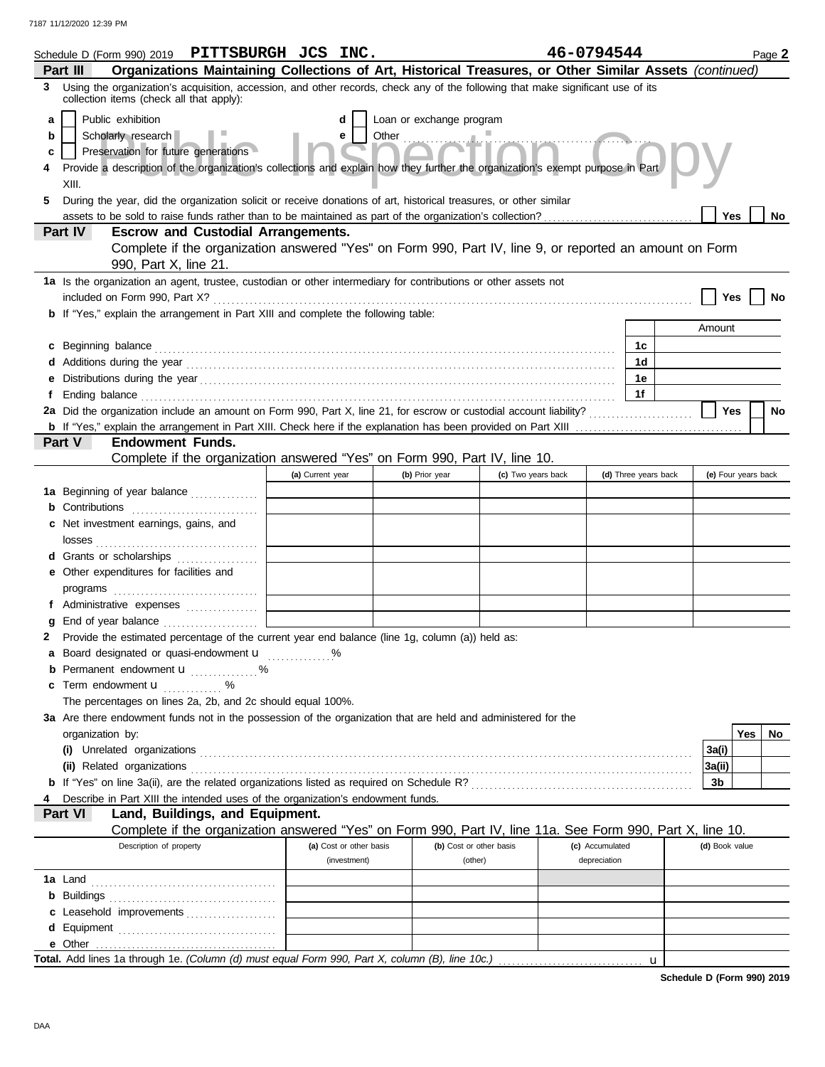Schedule D (Form 990) 2019 **PITTSBURGH JCS INC.** **46-0794544** Page **2**

## Part III Organizations Maintaining Collections of Art, Historical Treasures, or Other Similar Assets *(continued)*

**3** Using the organization's acquisition, accession, and other records, check any of the following that make significant use of its collection items (check all that apply):

- **a** ☐ Public exhibition
- **b** ☐ Scholarly research
- **c** ☐ Preservation for future generations
- **d** ☐ Loan or exchange program
- **e** ☐ Other ..........

**4** Provide a description of the organization's collections and explain how they further the organization's exempt purpose in Part XIII.

**5** During the year, did the organization solicit or receive donations of art, historical treasures, or other similar assets to be sold to raise funds rather than to be maintained as part of the organization's collection? ☐ Yes ☐ No

## Part IV Escrow and Custodial Arrangements.

Complete if the organization answered "Yes" on Form 990, Part IV, line 9, or reported an amount on Form 990, Part X, line 21.

**1a** Is the organization an agent, trustee, custodian or other intermediary for contributions or other assets not included on Form 990, Part X? ☐ Yes ☐ No

**b** If "Yes," explain the arrangement in Part XIII and complete the following table:

| | | Amount |
|---|---|---|
| **c** Beginning balance | 1c | |
| **d** Additions during the year | 1d | |
| **e** Distributions during the year | 1e | |
| **f** Ending balance | 1f | |

**2a** Did the organization include an amount on Form 990, Part X, line 21, for escrow or custodial account liability? ☐ Yes ☐ No

**b** If "Yes," explain the arrangement in Part XIII. Check here if the explanation has been provided on Part XIII ☐

## Part V Endowment Funds.

Complete if the organization answered "Yes" on Form 990, Part IV, line 10.

| | (a) Current year | (b) Prior year | (c) Two years back | (d) Three years back | (e) Four years back |
|---|---|---|---|---|---|
| **1a** Beginning of year balance | | | | | |
| **b** Contributions | | | | | |
| **c** Net investment earnings, gains, and losses | | | | | |
| **d** Grants or scholarships | | | | | |
| **e** Other expenditures for facilities and programs | | | | | |
| **f** Administrative expenses | | | | | |
| **g** End of year balance | | | | | |

**2** Provide the estimated percentage of the current year end balance (line 1g, column (a)) held as:

- **a** Board designated or quasi-endowment u ..........%
- **b** Permanent endowment u ..........%
- **c** Term endowment u ..........%

The percentages on lines 2a, 2b, and 2c should equal 100%.

**3a** Are there endowment funds not in the possession of the organization that are held and administered for the organization by:

| | | Yes | No |
|---|---|---|---|
| **(i)** Unrelated organizations | 3a(i) | | |
| **(ii)** Related organizations | 3a(ii) | | |
| **b** If "Yes" on line 3a(ii), are the related organizations listed as required on Schedule R? | 3b | | |

**4** Describe in Part XIII the intended uses of the organization's endowment funds.

## Part VI Land, Buildings, and Equipment.

Complete if the organization answered "Yes" on Form 990, Part IV, line 11a. See Form 990, Part X, line 10.

| Description of property | (a) Cost or other basis (investment) | (b) Cost or other basis (other) | (c) Accumulated depreciation | (d) Book value |
|---|---|---|---|---|
| **1a** Land | | | | |
| **b** Buildings | | | | |
| **c** Leasehold improvements | | | | |
| **d** Equipment | | | | |
| **e** Other | | | | |

**Total.** Add lines 1a through 1e. *(Column (d) must equal Form 990, Part X, column (B), line 10c.)* u

**Schedule D (Form 990) 2019**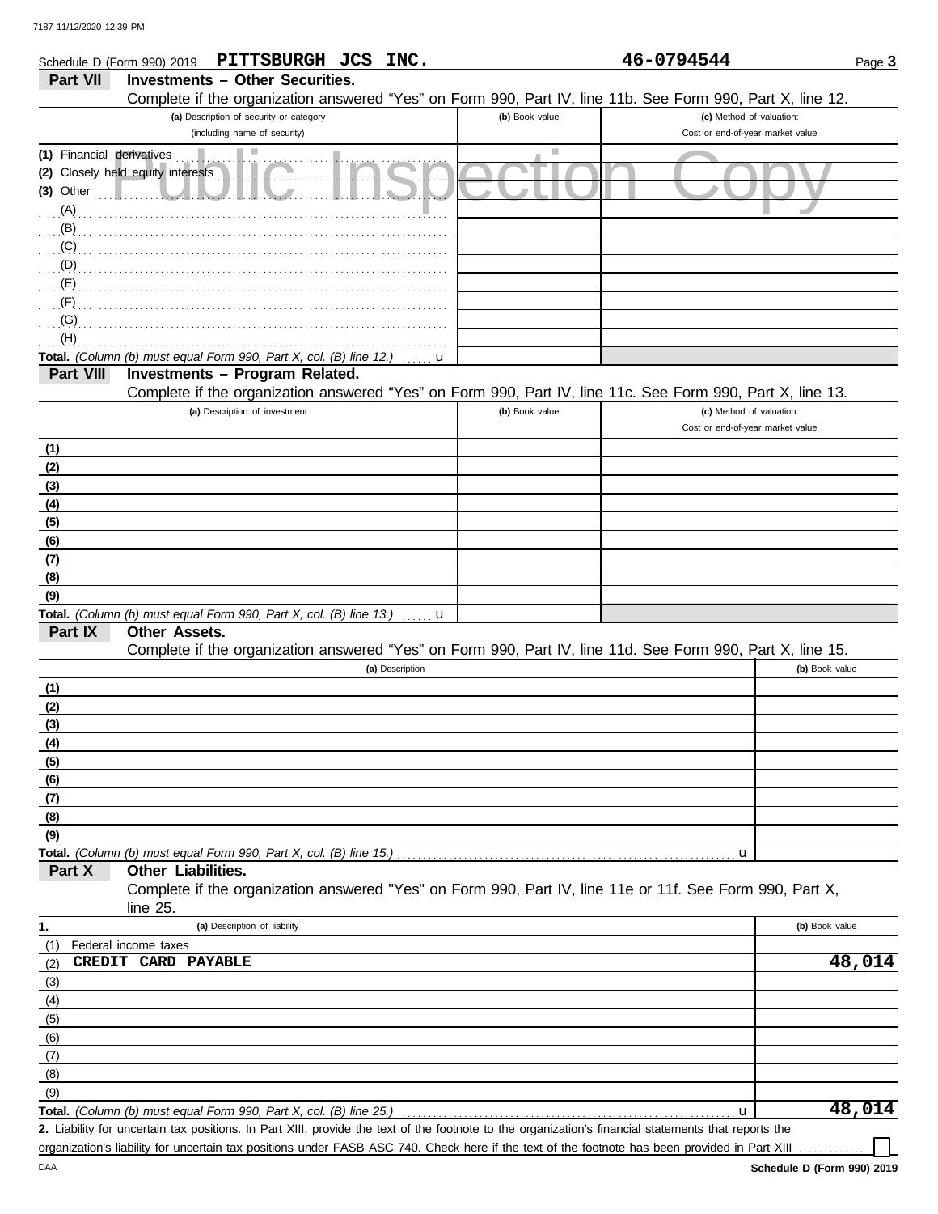Schedule D (Form 990) 2019 **PITTSBURGH JCS INC.** **46-0794544**

## Part VII Investments – Other Securities.

Complete if the organization answered "Yes" on Form 990, Part IV, line 11b. See Form 990, Part X, line 12.

| (a) Description of security or category (including name of security) | (b) Book value | (c) Method of valuation: Cost or end-of-year market value |
|---|---|---|
| (1) Financial derivatives | | |
| (2) Closely held equity interests | | |
| (3) Other | | |
| (A) | | |
| (B) | | |
| (C) | | |
| (D) | | |
| (E) | | |
| (F) | | |
| (G) | | |
| (H) | | |
| **Total.** *(Column (b) must equal Form 990, Part X, col. (B) line 12.)* u | | |

## Part VIII Investments – Program Related.

Complete if the organization answered "Yes" on Form 990, Part IV, line 11c. See Form 990, Part X, line 13.

| (a) Description of investment | (b) Book value | (c) Method of valuation: Cost or end-of-year market value |
|---|---|---|
| (1) | | |
| (2) | | |
| (3) | | |
| (4) | | |
| (5) | | |
| (6) | | |
| (7) | | |
| (8) | | |
| (9) | | |
| **Total.** *(Column (b) must equal Form 990, Part X, col. (B) line 13.)* u | | |

## Part IX Other Assets.

Complete if the organization answered "Yes" on Form 990, Part IV, line 11d. See Form 990, Part X, line 15.

| (a) Description | (b) Book value |
|---|---|
| (1) | |
| (2) | |
| (3) | |
| (4) | |
| (5) | |
| (6) | |
| (7) | |
| (8) | |
| (9) | |
| **Total.** *(Column (b) must equal Form 990, Part X, col. (B) line 15.)* u | |

## Part X Other Liabilities.

Complete if the organization answered "Yes" on Form 990, Part IV, line 11e or 11f. See Form 990, Part X, line 25.

| 1. (a) Description of liability | (b) Book value |
|---|---|
| (1) Federal income taxes | |
| (2) CREDIT CARD PAYABLE | 48,014 |
| (3) | |
| (4) | |
| (5) | |
| (6) | |
| (7) | |
| (8) | |
| (9) | |
| **Total.** *(Column (b) must equal Form 990, Part X, col. (B) line 25.)* u | 48,014 |

**2.** Liability for uncertain tax positions. In Part XIII, provide the text of the footnote to the organization's financial statements that reports the organization's liability for uncertain tax positions under FASB ASC 740. Check here if the text of the footnote has been provided in Part XIII ☐

Schedule D (Form 990) 2019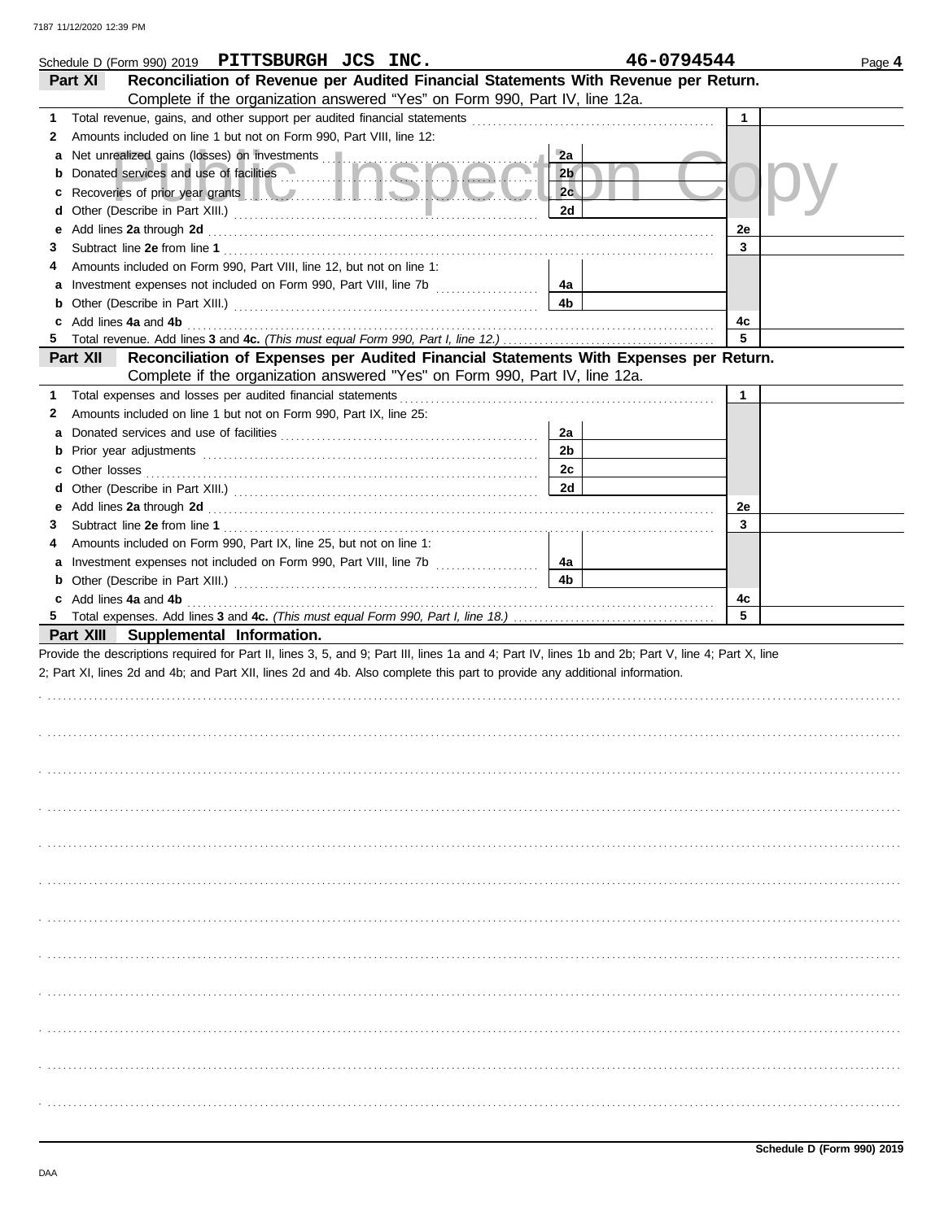Schedule D (Form 990) 2019 **PITTSBURGH JCS INC.** **46-0794544** Page **4**

## Part XI — Reconciliation of Revenue per Audited Financial Statements With Revenue per Return.

Complete if the organization answered "Yes" on Form 990, Part IV, line 12a.

| | | | | | |
|---|---|---|---|---|---|
| **1** | Total revenue, gains, and other support per audited financial statements | | | 1 | |
| **2** | Amounts included on line 1 but not on Form 990, Part VIII, line 12: | | | | |
| **a** | Net unrealized gains (losses) on investments | 2a | | | |
| **b** | Donated services and use of facilities | 2b | | | |
| **c** | Recoveries of prior year grants | 2c | | | |
| **d** | Other (Describe in Part XIII.) | 2d | | | |
| **e** | Add lines **2a** through **2d** | | | 2e | |
| **3** | Subtract line **2e** from line **1** | | | 3 | |
| **4** | Amounts included on Form 990, Part VIII, line 12, but not on line 1: | | | | |
| **a** | Investment expenses not included on Form 990, Part VIII, line 7b | 4a | | | |
| **b** | Other (Describe in Part XIII.) | 4b | | | |
| **c** | Add lines **4a** and **4b** | | | 4c | |
| **5** | Total revenue. Add lines **3** and **4c.** *(This must equal Form 990, Part I, line 12.)* | | | 5 | |

## Part XII — Reconciliation of Expenses per Audited Financial Statements With Expenses per Return.

Complete if the organization answered "Yes" on Form 990, Part IV, line 12a.

| | | | | | |
|---|---|---|---|---|---|
| **1** | Total expenses and losses per audited financial statements | | | 1 | |
| **2** | Amounts included on line 1 but not on Form 990, Part IX, line 25: | | | | |
| **a** | Donated services and use of facilities | 2a | | | |
| **b** | Prior year adjustments | 2b | | | |
| **c** | Other losses | 2c | | | |
| **d** | Other (Describe in Part XIII.) | 2d | | | |
| **e** | Add lines **2a** through **2d** | | | 2e | |
| **3** | Subtract line **2e** from line **1** | | | 3 | |
| **4** | Amounts included on Form 990, Part IX, line 25, but not on line 1: | | | | |
| **a** | Investment expenses not included on Form 990, Part VIII, line 7b | 4a | | | |
| **b** | Other (Describe in Part XIII.) | 4b | | | |
| **c** | Add lines **4a** and **4b** | | | 4c | |
| **5** | Total expenses. Add lines **3** and **4c.** *(This must equal Form 990, Part I, line 18.)* | | | 5 | |

## Part XIII — Supplemental Information.

Provide the descriptions required for Part II, lines 3, 5, and 9; Part III, lines 1a and 4; Part IV, lines 1b and 2b; Part V, line 4; Part X, line 2; Part XI, lines 2d and 4b; and Part XII, lines 2d and 4b. Also complete this part to provide any additional information.

**Schedule D (Form 990) 2019**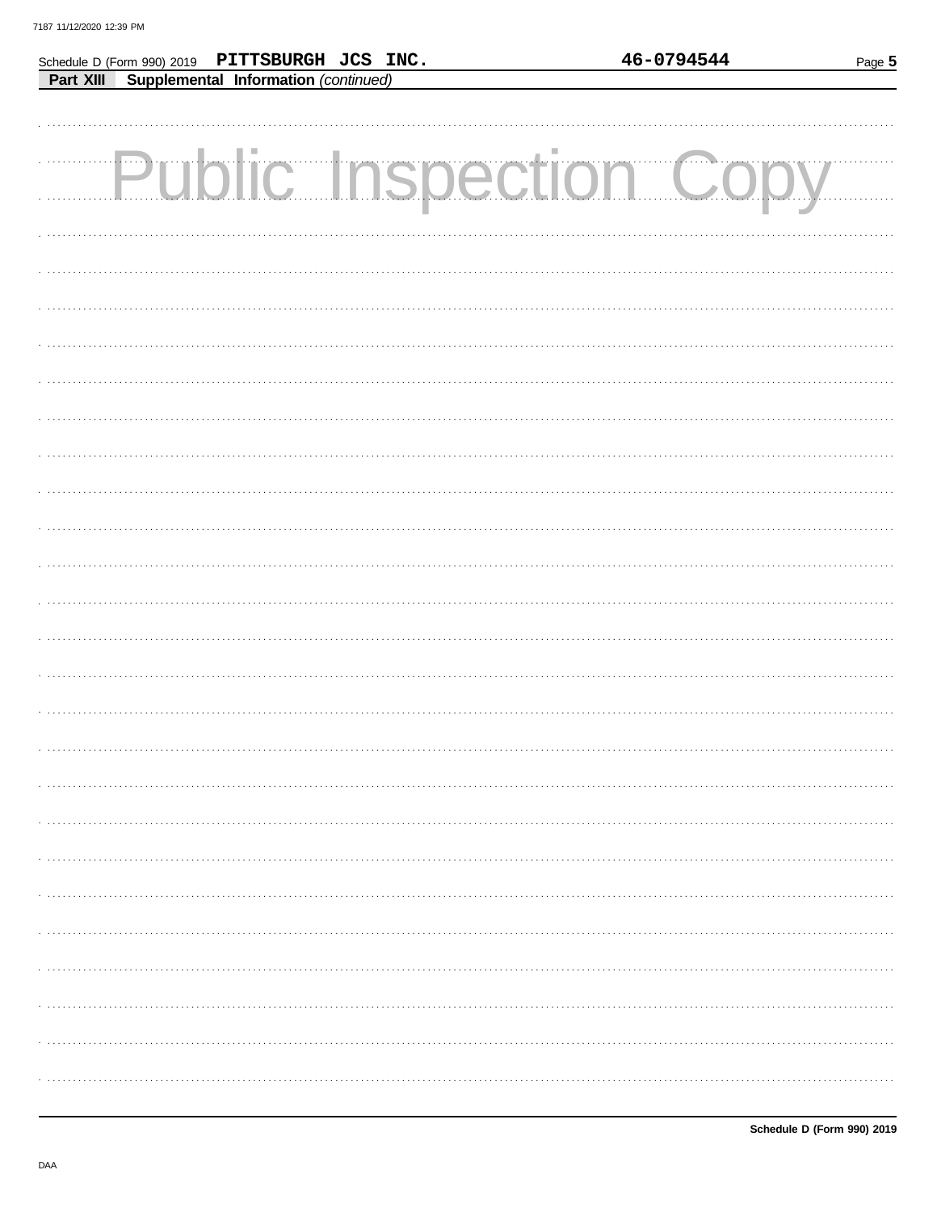Schedule D (Form 990) 2019 **PITTSBURGH JCS INC.** **46-0794544**

**Part XIII Supplemental Information** *(continued)*

Public Inspection Copy

**Schedule D (Form 990) 2019**

DAA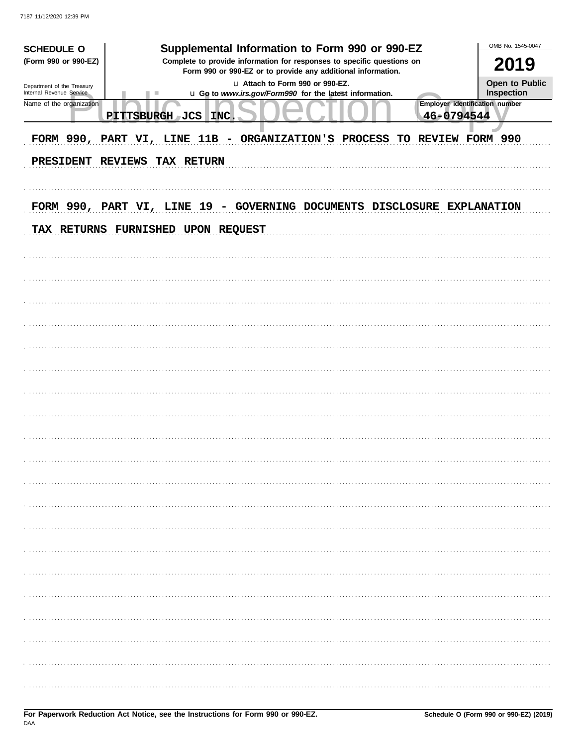**SCHEDULE O**
**(Form 990 or 990-EZ)**

Department of the Treasury
Internal Revenue Service

# Supplemental Information to Form 990 or 990-EZ

**Complete to provide information for responses to specific questions on Form 990 or 990-EZ or to provide any additional information.**

u Attach to Form 990 or 990-EZ.
u Go to *www.irs.gov/Form990* for the latest information.

OMB No. 1545-0047

**2019**

**Open to Public Inspection**

| Name of the organization | Employer identification number |
|---|---|
| PITTSBURGH JCS INC. | 46-0794544 |

FORM 990, PART VI, LINE 11B - ORGANIZATION'S PROCESS TO REVIEW FORM 990

PRESIDENT REVIEWS TAX RETURN

FORM 990, PART VI, LINE 19 - GOVERNING DOCUMENTS DISCLOSURE EXPLANATION

TAX RETURNS FURNISHED UPON REQUEST

**For Paperwork Reduction Act Notice, see the Instructions for Form 990 or 990-EZ.**
DAA

**Schedule O (Form 990 or 990-EZ) (2019)**